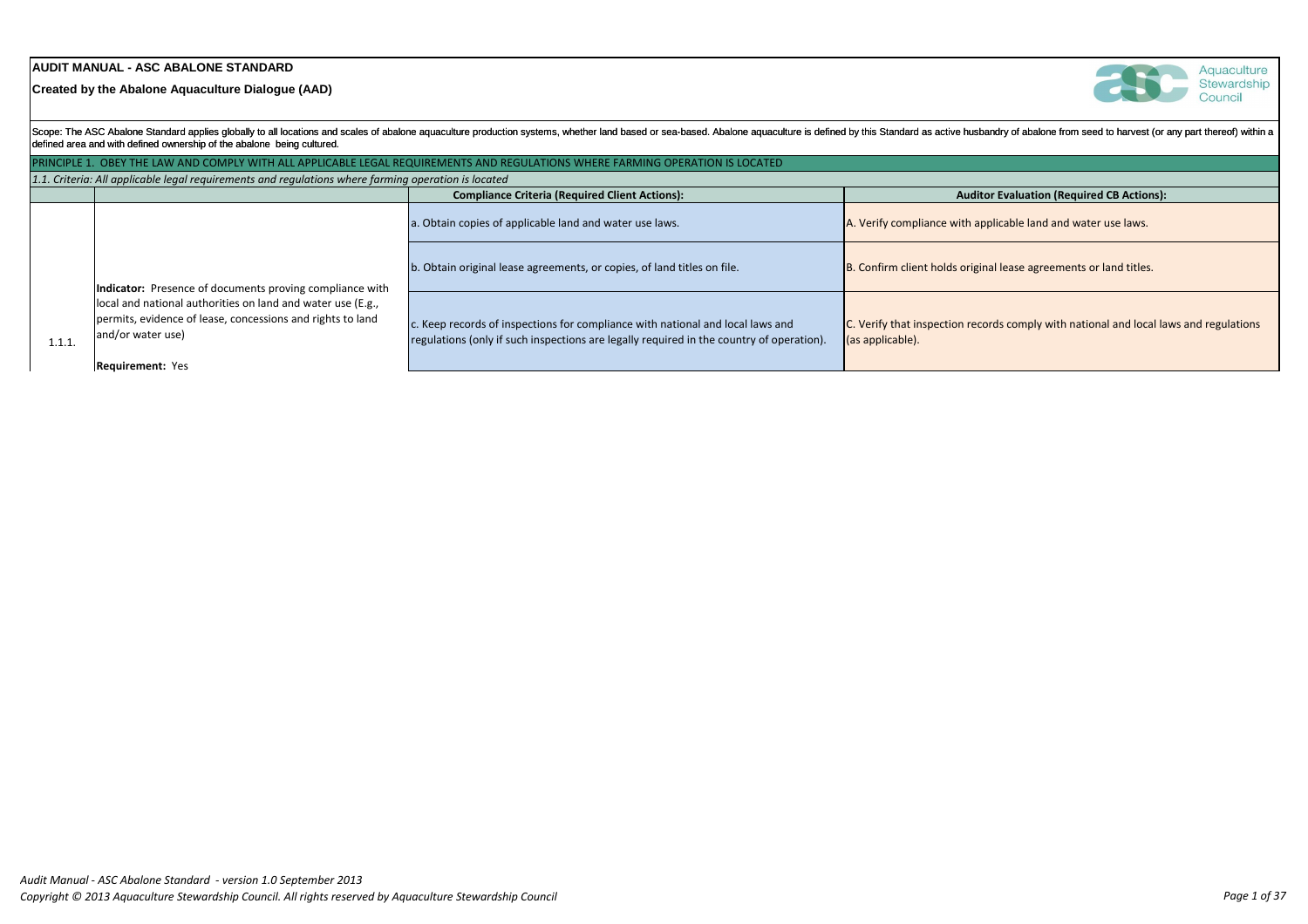# AUDIT MANUAL - ASC ABALONE STANDARD

**Created by the Abalone Aquaculture Dialogue (AAD)**

Scope: The ASC Abalone Standard applies globally to all locations and scales of abalone aquaculture production systems, whether land based or sea-based. Abalone aquaculture is defined by this Standard as active husbandry of abalone from seed to harvest (or any part thereof) within a defined area and with defined ownership of the abalone being cultured.

## PRINCIPLE 1. OBEY THE LAW AND COMPLY WITH ALL APPLICABLE LEGAL REQUIREMENTS AND REGULATIONS WHERE FARMING OPERATION IS LOCATED

*1.1. Criteria: All applicable legal requirements and regulations where farming operation is located*

| | | Compliance Criteria (Required Client Actions): | Auditor Evaluation (Required CB Actions): |
|---|---|---|---|
| 1.1.1. | **Indicator:** Presence of documents proving compliance with local and national authorities on land and water use (E.g., permits, evidence of lease, concessions and rights to land and/or water use)<br><br>**Requirement:** Yes | a. Obtain copies of applicable land and water use laws. | A. Verify compliance with applicable land and water use laws. |
| | | b. Obtain original lease agreements, or copies, of land titles on file. | B. Confirm client holds original lease agreements or land titles. |
| | | c. Keep records of inspections for compliance with national and local laws and regulations (only if such inspections are legally required in the country of operation). | C. Verify that inspection records comply with national and local laws and regulations (as applicable). |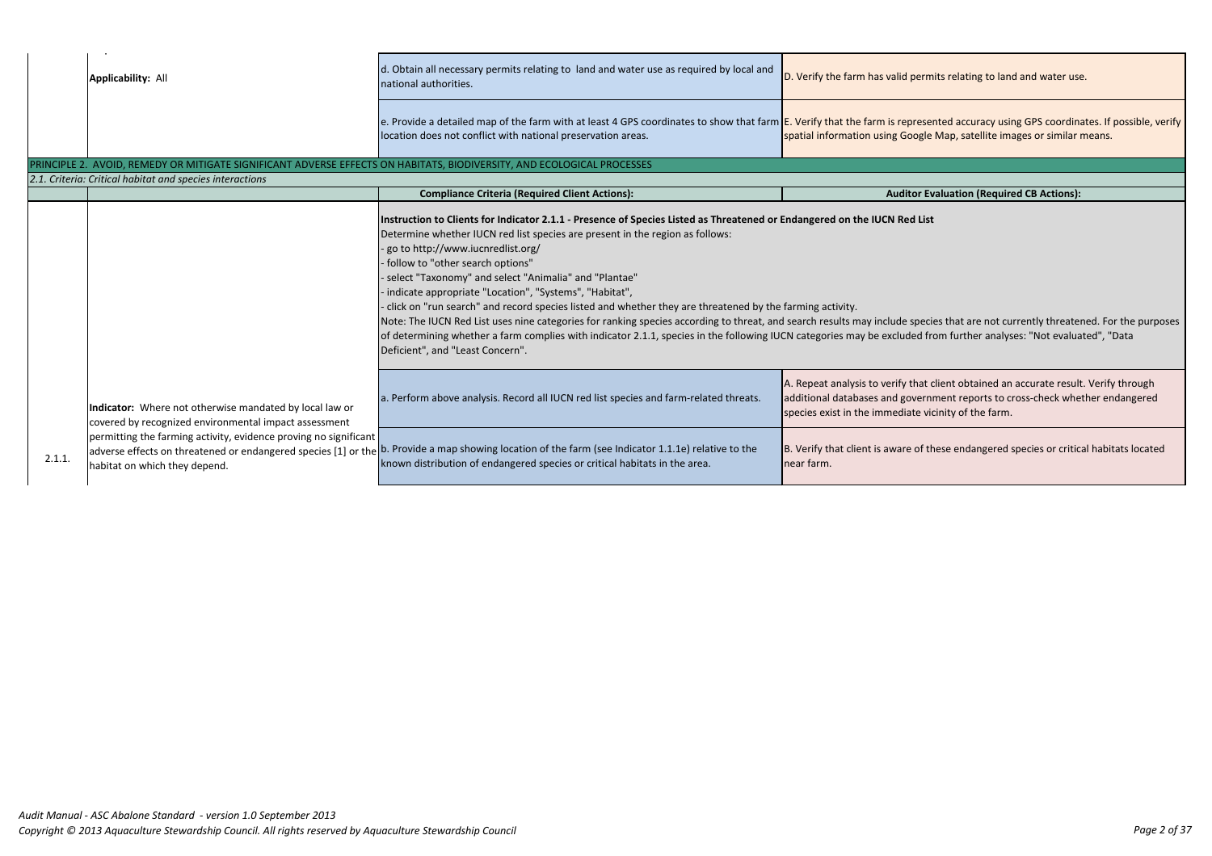| | | | |
|---|---|---|---|
| | **Applicability:** All | d. Obtain all necessary permits relating to land and water use as required by local and national authorities. | D. Verify the farm has valid permits relating to land and water use. |
| | | e. Provide a detailed map of the farm with at least 4 GPS coordinates to show that farm location does not conflict with national preservation areas. | E. Verify that the farm is represented accuracy using GPS coordinates. If possible, verify spatial information using Google Map, satellite images or similar means. |

PRINCIPLE 2. AVOID, REMEDY OR MITIGATE SIGNIFICANT ADVERSE EFFECTS ON HABITATS, BIODIVERSITY, AND ECOLOGICAL PROCESSES

*2.1. Criteria: Critical habitat and species interactions*

| | | Compliance Criteria (Required Client Actions): | Auditor Evaluation (Required CB Actions): |
|---|---|---|---|
| 2.1.1. | **Indicator:** Where not otherwise mandated by local law or covered by recognized environmental impact assessment permitting the farming activity, evidence proving no significant adverse effects on threatened or endangered species [1] or the habitat on which they depend. | **Instruction to Clients for Indicator 2.1.1 - Presence of Species Listed as Threatened or Endangered on the IUCN Red List**<br>Determine whether IUCN red list species are present in the region as follows:<br>- go to http://www.iucnredlist.org/<br>- follow to "other search options"<br>- select "Taxonomy" and select "Animalia" and "Plantae"<br>- indicate appropriate "Location", "Systems", "Habitat",<br>- click on "run search" and record species listed and whether they are threatened by the farming activity.<br>Note: The IUCN Red List uses nine categories for ranking species according to threat, and search results may include species that are not currently threatened. For the purposes of determining whether a farm complies with indicator 2.1.1, species in the following IUCN categories may be excluded from further analyses: "Not evaluated", "Data Deficient", and "Least Concern". | |
| | | a. Perform above analysis. Record all IUCN red list species and farm-related threats. | A. Repeat analysis to verify that client obtained an accurate result. Verify through additional databases and government reports to cross-check whether endangered species exist in the immediate vicinity of the farm. |
| | | b. Provide a map showing location of the farm (see Indicator 1.1.1e) relative to the known distribution of endangered species or critical habitats in the area. | B. Verify that client is aware of these endangered species or critical habitats located near farm. |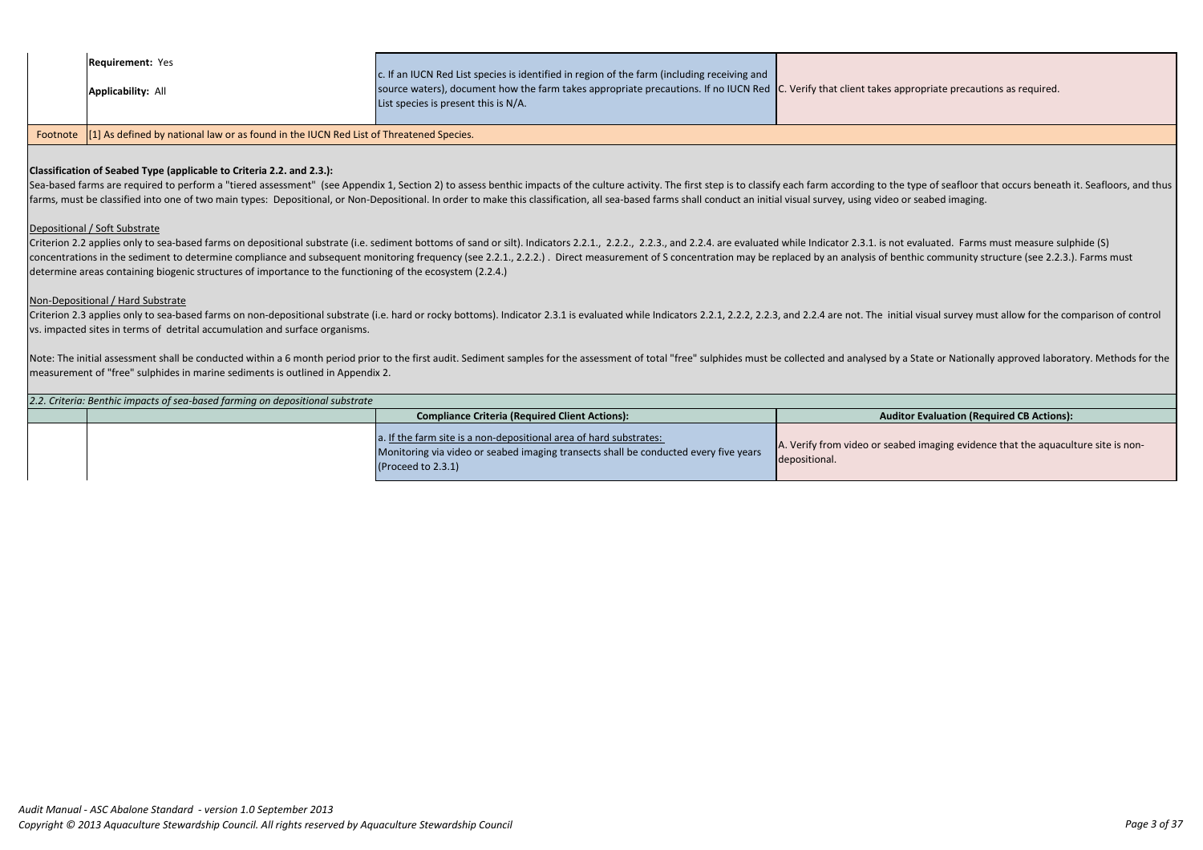| | | | |
|---|---|---|---|
| | **Requirement:** Yes<br><br>**Applicability:** All | c. If an IUCN Red List species is identified in region of the farm (including receiving and source waters), document how the farm takes appropriate precautions. If no IUCN Red List species is present this is N/A. | C. Verify that client takes appropriate precautions as required. |
| Footnote | [1] As defined by national law or as found in the IUCN Red List of Threatened Species. | | |

**Classification of Seabed Type (applicable to Criteria 2.2. and 2.3.):**

Sea-based farms are required to perform a "tiered assessment" (see Appendix 1, Section 2) to assess benthic impacts of the culture activity. The first step is to classify each farm according to the type of seafloor that occurs beneath it. Seafloors, and thus farms, must be classified into one of two main types: Depositional, or Non-Depositional. In order to make this classification, all sea-based farms shall conduct an initial visual survey, using video or seabed imaging.

<u>Depositional / Soft Substrate</u>

Criterion 2.2 applies only to sea-based farms on depositional substrate (i.e. sediment bottoms of sand or silt). Indicators 2.2.1., 2.2.2., 2.2.3., and 2.2.4. are evaluated while Indicator 2.3.1. is not evaluated. Farms must measure sulphide (S) concentrations in the sediment to determine compliance and subsequent monitoring frequency (see 2.2.1., 2.2.2.) . Direct measurement of S concentration may be replaced by an analysis of benthic community structure (see 2.2.3.). Farms must determine areas containing biogenic structures of importance to the functioning of the ecosystem (2.2.4.)

<u>Non-Depositional / Hard Substrate</u>

Criterion 2.3 applies only to sea-based farms on non-depositional substrate (i.e. hard or rocky bottoms). Indicator 2.3.1 is evaluated while Indicators 2.2.1, 2.2.2, 2.2.3, and 2.2.4 are not. The initial visual survey must allow for the comparison of control vs. impacted sites in terms of detrital accumulation and surface organisms.

Note: The initial assessment shall be conducted within a 6 month period prior to the first audit. Sediment samples for the assessment of total "free" sulphides must be collected and analysed by a State or Nationally approved laboratory. Methods for the measurement of "free" sulphides in marine sediments is outlined in Appendix 2.

| *2.2. Criteria: Benthic impacts of sea-based farming on depositional substrate* | | | |
|---|---|---|---|
| | | **Compliance Criteria (Required Client Actions):** | **Auditor Evaluation (Required CB Actions):** |
| | | a. <u>If the farm site is a non-depositional area of hard substrates:</u><br>Monitoring via video or seabed imaging transects shall be conducted every five years (Proceed to 2.3.1) | A. Verify from video or seabed imaging evidence that the aquaculture site is non-depositional. |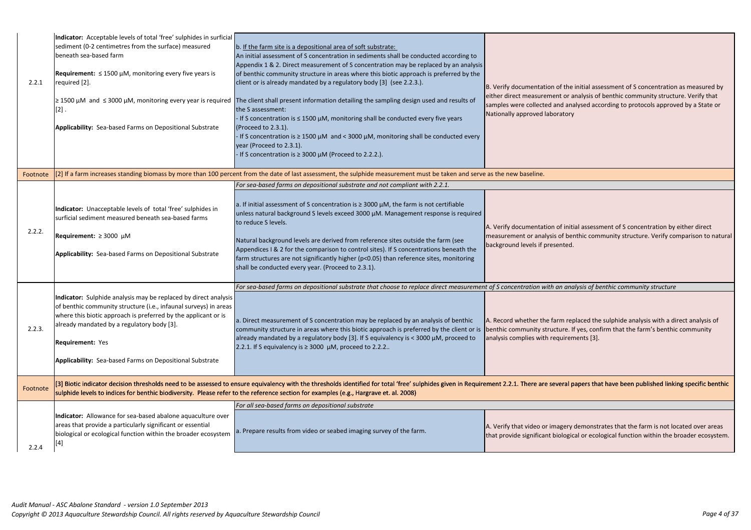| | | | |
|---|---|---|---|
| 2.2.1 | **Indicator:** Acceptable levels of total 'free' sulphides in surficial sediment (0-2 centimetres from the surface) measured beneath sea-based farm<br><br>**Requirement:** ≤ 1500 µM, monitoring every five years is required [2].<br><br>≥ 1500 µM and ≤ 3000 µM, monitoring every year is required [2] .<br><br>**Applicability:** Sea-based Farms on Depositional Substrate | b. If the farm site is a depositional area of soft substrate:<br>An initial assessment of S concentration in sediments shall be conducted according to Appendix 1 & 2. Direct measurement of S concentration may be replaced by an analysis of benthic community structure in areas where this biotic approach is preferred by the client or is already mandated by a regulatory body [3] (see 2.2.3.).<br><br>The client shall present information detailing the sampling design used and results of the S assessment:<br>- If S concentration is ≤ 1500 µM, monitoring shall be conducted every five years (Proceed to 2.3.1).<br>- If S concentration is ≥ 1500 µM and < 3000 µM, monitoring shall be conducted every year (Proceed to 2.3.1).<br>- If S concentration is ≥ 3000 µM (Proceed to 2.2.2.). | B. Verify documentation of the initial assessment of S concentration as measured by either direct measurement or analysis of benthic community structure. Verify that samples were collected and analysed according to protocols approved by a State or Nationally approved laboratory |
| Footnote | [2] If a farm increases standing biomass by more than 100 percent from the date of last assessment, the sulphide measurement must be taken and serve as the new baseline. | | |
| | | *For sea-based farms on depositional substrate and not compliant with 2.2.1.* | |
| 2.2.2. | **Indicator:** Unacceptable levels of total 'free' sulphides in surficial sediment measured beneath sea-based farms<br><br>**Requirement:** ≥ 3000 µM<br><br>**Applicability:** Sea-based Farms on Depositional Substrate | a. If initial assessment of S concentration is ≥ 3000 µM, the farm is not certifiable unless natural background S levels exceed 3000 µM. Management response is required to reduce S levels.<br><br>Natural background levels are derived from reference sites outside the farm (see Appendices I & 2 for the comparison to control sites). If S concentrations beneath the farm structures are not significantly higher ($p<0.05$) than reference sites, monitoring shall be conducted every year. (Proceed to 2.3.1). | A. Verify documentation of initial assessment of S concentration by either direct measurement or analysis of benthic community structure. Verify comparison to natural background levels if presented. |
| | | *For sea-based farms on depositional substrate that choose to replace direct measurement of S concentration with an analysis of benthic community structure* | |
| 2.2.3. | **Indicator:** Sulphide analysis may be replaced by direct analysis of benthic community structure (i.e., infaunal surveys) in areas where this biotic approach is preferred by the applicant or is already mandated by a regulatory body [3].<br><br>**Requirement:** Yes<br><br>**Applicability:** Sea-based Farms on Depositional Substrate | a. Direct measurement of S concentration may be replaced by an analysis of benthic community structure in areas where this biotic approach is preferred by the client or is already mandated by a regulatory body [3]. If S equivalency is < 3000 µM, proceed to 2.2.1. If S equivalency is ≥ 3000 µM, proceed to 2.2.2.. | A. Record whether the farm replaced the sulphide analysis with a direct analysis of benthic community structure. If yes, confirm that the farm's benthic community analysis complies with requirements [3]. |
| Footnote | [3] Biotic indicator decision thresholds need to be assessed to ensure equivalency with the thresholds identified for total 'free' sulphides given in Requirement 2.2.1. There are several papers that have been published linking specific benthic sulphide levels to indices for benthic biodiversity. Please refer to the reference section for examples (e.g., Hargrave et. al. 2008) | | |
| | | *For all sea-based farms on depositional substrate* | |
| 2.2.4 | **Indicator:** Allowance for sea-based abalone aquaculture over areas that provide a particularly significant or essential biological or ecological function within the broader ecosystem [4] | a. Prepare results from video or seabed imaging survey of the farm. | A. Verify that video or imagery demonstrates that the farm is not located over areas that provide significant biological or ecological function within the broader ecosystem. |

*Audit Manual - ASC Abalone Standard - version 1.0 September 2013*
*Copyright © 2013 Aquaculture Stewardship Council. All rights reserved by Aquaculture Stewardship Council*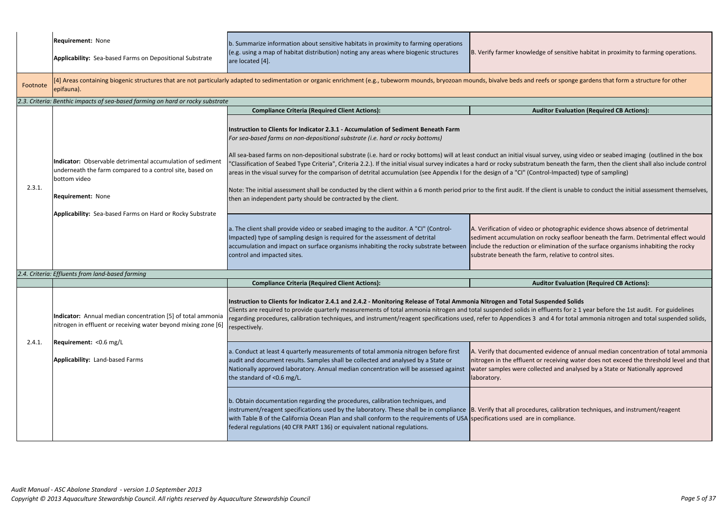| | | | |
|---|---|---|---|
| | **Requirement:** None<br><br>**Applicability:** Sea-based Farms on Depositional Substrate | b. Summarize information about sensitive habitats in proximity to farming operations (e.g. using a map of habitat distribution) noting any areas where biogenic structures are located [4]. | B. Verify farmer knowledge of sensitive habitat in proximity to farming operations. |
| Footnote | [4] Areas containing biogenic structures that are not particularly adapted to sedimentation or organic enrichment (e.g., tubeworm mounds, bryozoan mounds, bivalve beds and reefs or sponge gardens that form a structure for other epifauna). | | |
| *2.3. Criteria: Benthic impacts of sea-based farming on hard or rocky substrate* | | | |
| | | **Compliance Criteria (Required Client Actions):** | **Auditor Evaluation (Required CB Actions):** |
| 2.3.1. | **Indicator:** Observable detrimental accumulation of sediment underneath the farm compared to a control site, based on bottom video<br><br>**Requirement:** None<br><br>**Applicability:** Sea-based Farms on Hard or Rocky Substrate | **Instruction to Clients for Indicator 2.3.1 - Accumulation of Sediment Beneath Farm**<br>*For sea-based farms on non-depositional substrate (i.e. hard or rocky bottoms)*<br><br>All sea-based farms on non-depositional substrate (i.e. hard or rocky bottoms) will at least conduct an initial visual survey, using video or seabed imaging (outlined in the box "Classification of Seabed Type Criteria", Criteria 2.2.). If the initial visual survey indicates a hard or rocky substratum beneath the farm, then the client shall also include control areas in the visual survey for the comparison of detrital accumulation (see Appendix I for the design of a "CI" (Control-Impacted) type of sampling)<br><br>Note: The initial assessment shall be conducted by the client within a 6 month period prior to the first audit. If the client is unable to conduct the initial assessment themselves, then an independent party should be contracted by the client. | |
| | | a. The client shall provide video or seabed imaging to the auditor. A "CI" (Control-Impacted) type of sampling design is required for the assessment of detrital accumulation and impact on surface organisms inhabiting the rocky substrate between control and impacted sites. | A. Verification of video or photographic evidence shows absence of detrimental sediment accumulation on rocky seafloor beneath the farm. Detrimental effect would include the reduction or elimination of the surface organisms inhabiting the rocky substrate beneath the farm, relative to control sites. |
| *2.4. Criteria: Effluents from land-based farming* | | | |
| | | **Compliance Criteria (Required Client Actions):** | **Auditor Evaluation (Required CB Actions):** |
| 2.4.1. | **Indicator:** Annual median concentration [5] of total ammonia nitrogen in effluent or receiving water beyond mixing zone [6]<br><br>**Requirement:** <0.6 mg/L<br><br>**Applicability:** Land-based Farms | **Instruction to Clients for Indicator 2.4.1 and 2.4.2 - Monitoring Release of Total Ammonia Nitrogen and Total Suspended Solids**<br>Clients are required to provide quarterly measurements of total ammonia nitrogen and total suspended solids in effluents for ≥ 1 year before the 1st audit. For guidelines regarding procedures, calibration techniques, and instrument/reagent specifications used, refer to Appendices 3 and 4 for total ammonia nitrogen and total suspended solids, respectively. | |
| | | a. Conduct at least 4 quarterly measurements of total ammonia nitrogen before first audit and document results. Samples shall be collected and analysed by a State or Nationally approved laboratory. Annual median concentration will be assessed against the standard of <0.6 mg/L. | A. Verify that documented evidence of annual median concentration of total ammonia nitrogen in the effluent or receiving water does not exceed the threshold level and that water samples were collected and analysed by a State or Nationally approved laboratory. |
| | | b. Obtain documentation regarding the procedures, calibration techniques, and instrument/reagent specifications used by the laboratory. These shall be in compliance with Table B of the California Ocean Plan and shall conform to the requirements of USA federal regulations (40 CFR PART 136) or equivalent national regulations. | B. Verify that all procedures, calibration techniques, and instrument/reagent specifications used are in compliance. |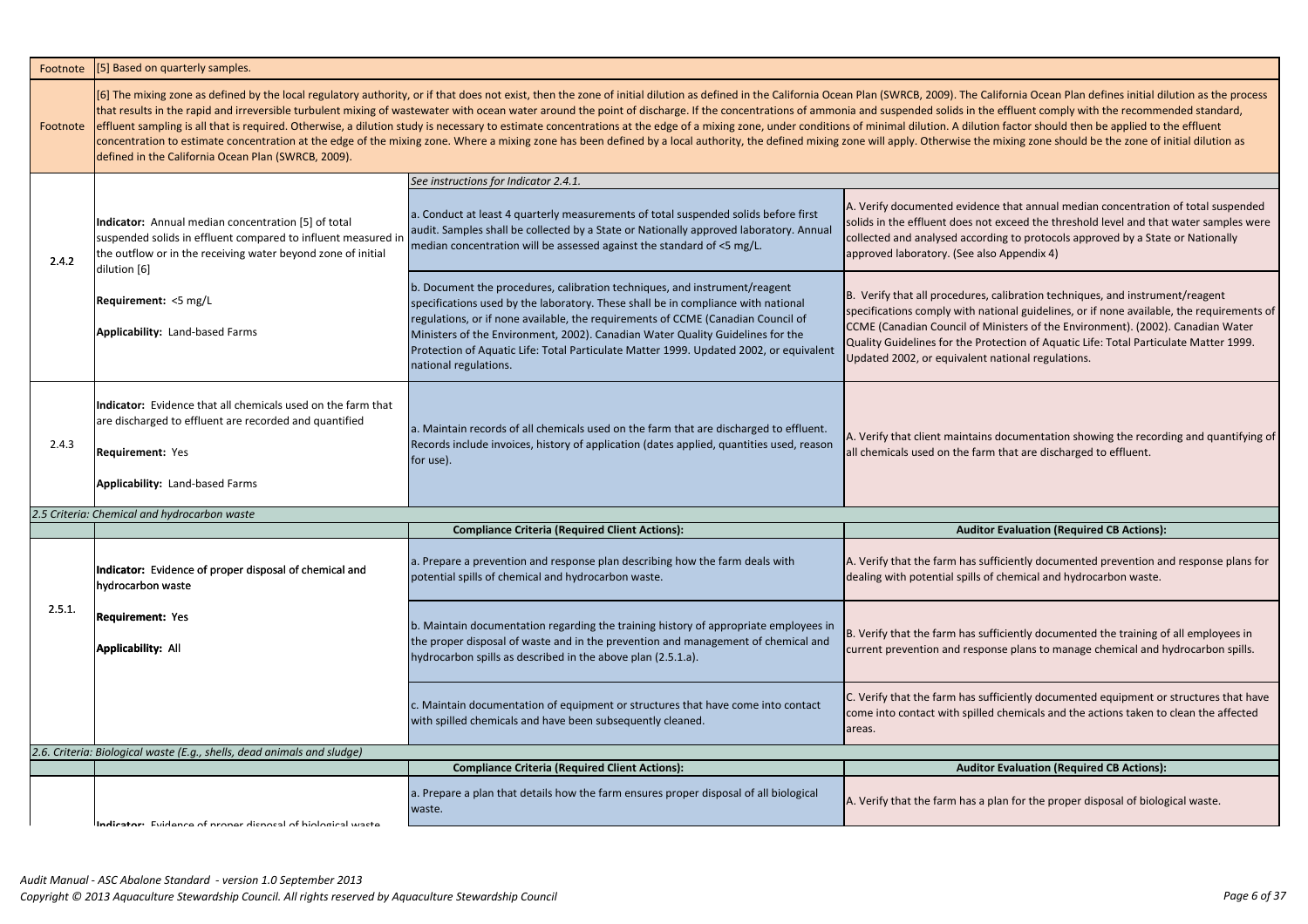| Footnote | [5] Based on quarterly samples. | | |
|---|---|---|---|
| Footnote | [6] The mixing zone as defined by the local regulatory authority, or if that does not exist, then the zone of initial dilution as defined in the California Ocean Plan (SWRCB, 2009). The California Ocean Plan defines initial dilution as the process that results in the rapid and irreversible turbulent mixing of wastewater with ocean water around the point of discharge. If the concentrations of ammonia and suspended solids in the effluent comply with the recommended standard, effluent sampling is all that is required. Otherwise, a dilution study is necessary to estimate concentrations at the edge of a mixing zone, under conditions of minimal dilution. A dilution factor should then be applied to the effluent concentration to estimate concentration at the edge of the mixing zone. Where a mixing zone has been defined by a local authority, the defined mixing zone will apply. Otherwise the mixing zone should be the zone of initial dilution as defined in the California Ocean Plan (SWRCB, 2009). | | |
| 2.4.2 | **Indicator:** Annual median concentration [5] of total suspended solids in effluent compared to influent measured in the outflow or in the receiving water beyond zone of initial dilution [6]<br><br>**Requirement:** <5 mg/L<br><br>**Applicability:** Land-based Farms | *See instructions for Indicator 2.4.1.*<br><br>a. Conduct at least 4 quarterly measurements of total suspended solids before first audit. Samples shall be collected by a State or Nationally approved laboratory. Annual median concentration will be assessed against the standard of <5 mg/L. | A. Verify documented evidence that annual median concentration of total suspended solids in the effluent does not exceed the threshold level and that water samples were collected and analysed according to protocols approved by a State or Nationally approved laboratory. (See also Appendix 4) |
| | | b. Document the procedures, calibration techniques, and instrument/reagent specifications used by the laboratory. These shall be in compliance with national regulations, or if none available, the requirements of CCME (Canadian Council of Ministers of the Environment, 2002). Canadian Water Quality Guidelines for the Protection of Aquatic Life: Total Particulate Matter 1999. Updated 2002, or equivalent national regulations. | B. Verify that all procedures, calibration techniques, and instrument/reagent specifications comply with national guidelines, or if none available, the requirements of CCME (Canadian Council of Ministers of the Environment). (2002). Canadian Water Quality Guidelines for the Protection of Aquatic Life: Total Particulate Matter 1999. Updated 2002, or equivalent national regulations. |
| 2.4.3 | **Indicator:** Evidence that all chemicals used on the farm that are discharged to effluent are recorded and quantified<br><br>**Requirement:** Yes<br><br>**Applicability:** Land-based Farms | a. Maintain records of all chemicals used on the farm that are discharged to effluent. Records include invoices, history of application (dates applied, quantities used, reason for use). | A. Verify that client maintains documentation showing the recording and quantifying of all chemicals used on the farm that are discharged to effluent. |
| *2.5 Criteria: Chemical and hydrocarbon waste* | | | |
| | | **Compliance Criteria (Required Client Actions):** | **Auditor Evaluation (Required CB Actions):** |
| 2.5.1. | **Indicator:** Evidence of proper disposal of chemical and hydrocarbon waste<br><br>**Requirement:** Yes<br><br>**Applicability:** All | a. Prepare a prevention and response plan describing how the farm deals with potential spills of chemical and hydrocarbon waste. | A. Verify that the farm has sufficiently documented prevention and response plans for dealing with potential spills of chemical and hydrocarbon waste. |
| | | b. Maintain documentation regarding the training history of appropriate employees in the proper disposal of waste and in the prevention and management of chemical and hydrocarbon spills as described in the above plan (2.5.1.a). | B. Verify that the farm has sufficiently documented the training of all employees in current prevention and response plans to manage chemical and hydrocarbon spills. |
| | | c. Maintain documentation of equipment or structures that have come into contact with spilled chemicals and have been subsequently cleaned. | C. Verify that the farm has sufficiently documented equipment or structures that have come into contact with spilled chemicals and the actions taken to clean the affected areas. |
| *2.6. Criteria: Biological waste (E.g., shells, dead animals and sludge)* | | | |
| | | **Compliance Criteria (Required Client Actions):** | **Auditor Evaluation (Required CB Actions):** |
| | **Indicator:** Evidence of proper disposal of biological waste | a. Prepare a plan that details how the farm ensures proper disposal of all biological waste. | A. Verify that the farm has a plan for the proper disposal of biological waste. |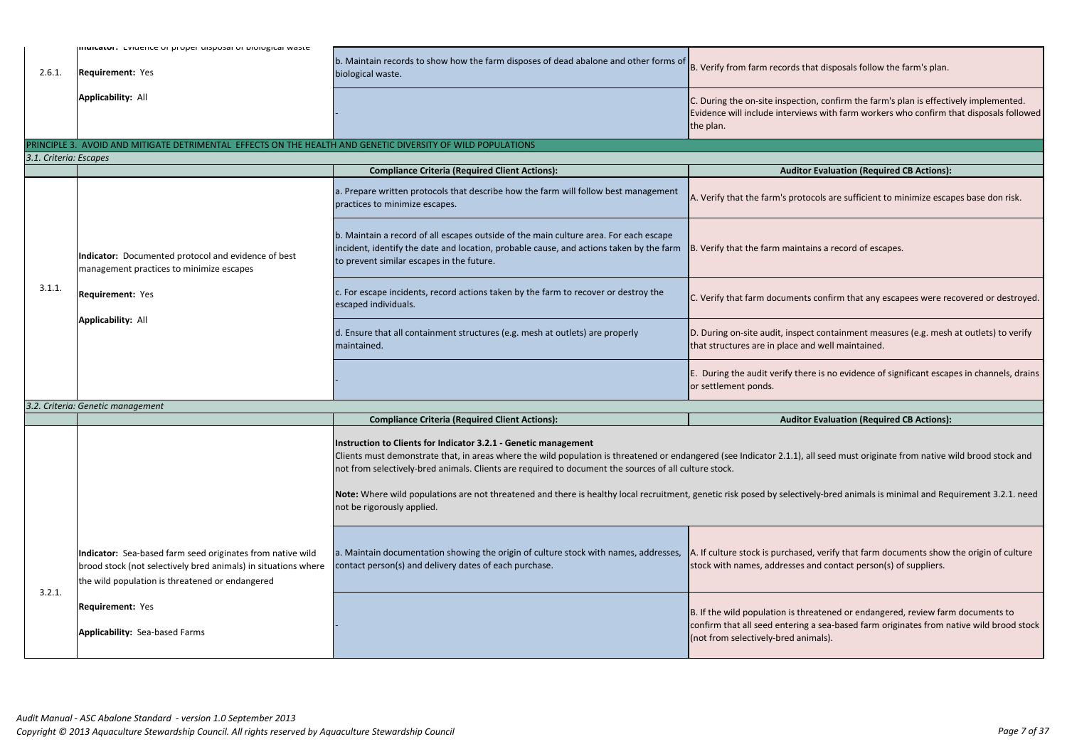| | | | |
|---|---|---|---|
| 2.6.1. | **Indicator:** Evidence of proper disposal of biological waste<br><br>**Requirement:** Yes<br><br>**Applicability:** All | b. Maintain records to show how the farm disposes of dead abalone and other forms of biological waste. | B. Verify from farm records that disposals follow the farm's plan. |
| | | - | C. During the on-site inspection, confirm the farm's plan is effectively implemented. Evidence will include interviews with farm workers who confirm that disposals followed the plan. |

## PRINCIPLE 3. AVOID AND MITIGATE DETRIMENTAL EFFECTS ON THE HEALTH AND GENETIC DIVERSITY OF WILD POPULATIONS

*3.1. Criteria: Escapes*

| | | Compliance Criteria (Required Client Actions): | Auditor Evaluation (Required CB Actions): |
|---|---|---|---|
| 3.1.1. | **Indicator:** Documented protocol and evidence of best management practices to minimize escapes<br><br>**Requirement:** Yes<br><br>**Applicability:** All | a. Prepare written protocols that describe how the farm will follow best management practices to minimize escapes. | A. Verify that the farm's protocols are sufficient to minimize escapes base don risk. |
| | | b. Maintain a record of all escapes outside of the main culture area. For each escape incident, identify the date and location, probable cause, and actions taken by the farm to prevent similar escapes in the future. | B. Verify that the farm maintains a record of escapes. |
| | | c. For escape incidents, record actions taken by the farm to recover or destroy the escaped individuals. | C. Verify that farm documents confirm that any escapees were recovered or destroyed. |
| | | d. Ensure that all containment structures (e.g. mesh at outlets) are properly maintained. | D. During on-site audit, inspect containment measures (e.g. mesh at outlets) to verify that structures are in place and well maintained. |
| | | - | E. During the audit verify there is no evidence of significant escapes in channels, drains or settlement ponds. |

*3.2. Criteria: Genetic management*

| | | Compliance Criteria (Required Client Actions): | Auditor Evaluation (Required CB Actions): |
|---|---|---|---|
| 3.2.1. | | **Instruction to Clients for Indicator 3.2.1 - Genetic management**<br>Clients must demonstrate that, in areas where the wild population is threatened or endangered (see Indicator 2.1.1), all seed must originate from native wild brood stock and not from selectively-bred animals. Clients are required to document the sources of all culture stock.<br><br>**Note:** Where wild populations are not threatened and there is healthy local recruitment, genetic risk posed by selectively-bred animals is minimal and Requirement 3.2.1. need not be rigorously applied. | |
| | **Indicator:** Sea-based farm seed originates from native wild brood stock (not selectively bred animals) in situations where the wild population is threatened or endangered<br><br>**Requirement:** Yes<br><br>**Applicability:** Sea-based Farms | a. Maintain documentation showing the origin of culture stock with names, addresses, contact person(s) and delivery dates of each purchase. | A. If culture stock is purchased, verify that farm documents show the origin of culture stock with names, addresses and contact person(s) of suppliers. |
| | | - | B. If the wild population is threatened or endangered, review farm documents to confirm that all seed entering a sea-based farm originates from native wild brood stock (not from selectively-bred animals). |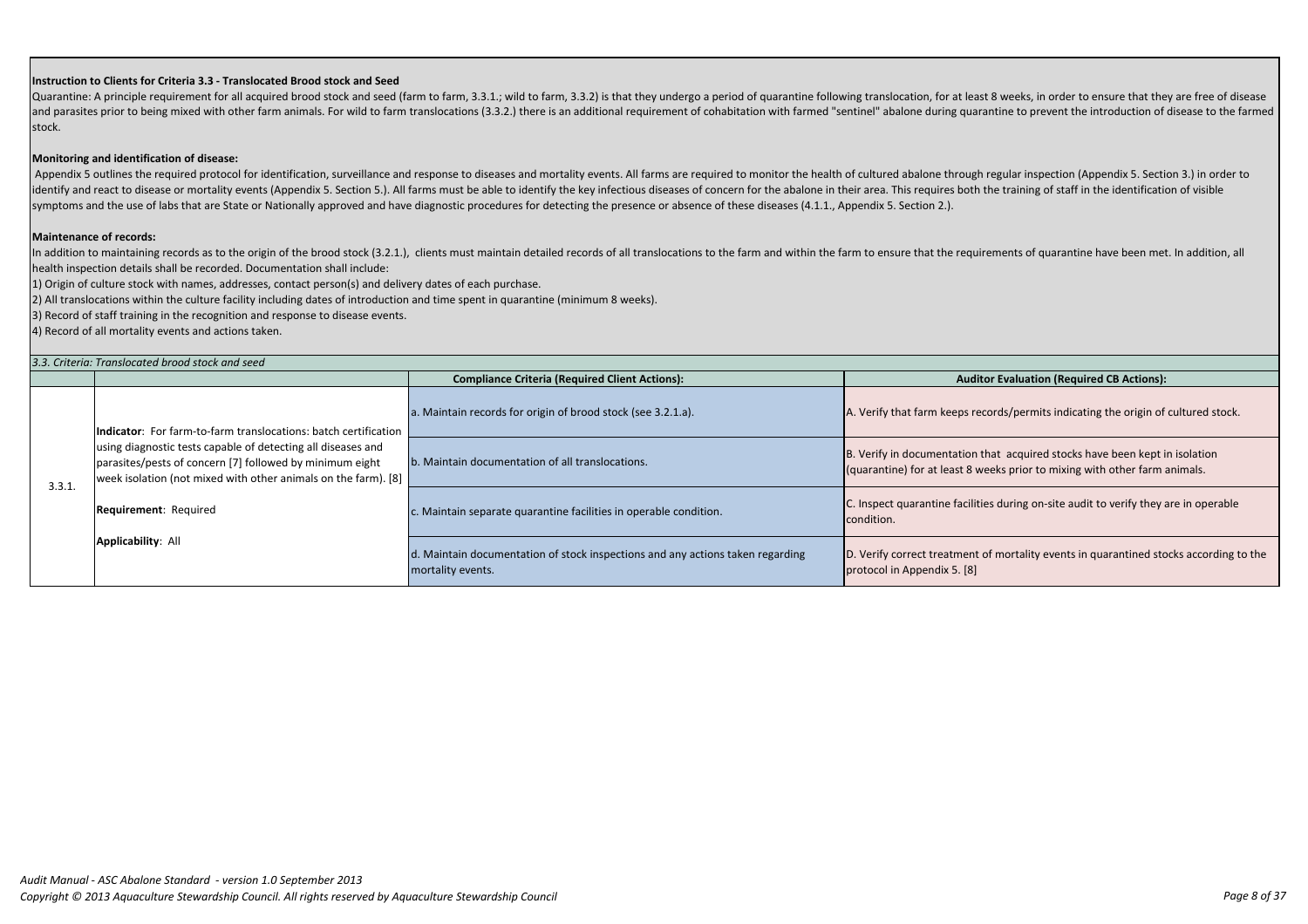**Instruction to Clients for Criteria 3.3 - Translocated Brood stock and Seed**

Quarantine: A principle requirement for all acquired brood stock and seed (farm to farm, 3.3.1.; wild to farm, 3.3.2) is that they undergo a period of quarantine following translocation, for at least 8 weeks, in order to ensure that they are free of disease and parasites prior to being mixed with other farm animals. For wild to farm translocations (3.3.2.) there is an additional requirement of cohabitation with farmed "sentinel" abalone during quarantine to prevent the introduction of disease to the farmed stock.

**Monitoring and identification of disease:**

Appendix 5 outlines the required protocol for identification, surveillance and response to diseases and mortality events. All farms are required to monitor the health of cultured abalone through regular inspection (Appendix 5. Section 3.) in order to identify and react to disease or mortality events (Appendix 5. Section 5.). All farms must be able to identify the key infectious diseases of concern for the abalone in their area. This requires both the training of staff in the identification of visible symptoms and the use of labs that are State or Nationally approved and have diagnostic procedures for detecting the presence or absence of these diseases (4.1.1., Appendix 5. Section 2.).

**Maintenance of records:**

In addition to maintaining records as to the origin of the brood stock (3.2.1.), clients must maintain detailed records of all translocations to the farm and within the farm to ensure that the requirements of quarantine have been met. In addition, all health inspection details shall be recorded. Documentation shall include:

1) Origin of culture stock with names, addresses, contact person(s) and delivery dates of each purchase.
2) All translocations within the culture facility including dates of introduction and time spent in quarantine (minimum 8 weeks).
3) Record of staff training in the recognition and response to disease events.
4) Record of all mortality events and actions taken.

*3.3. Criteria: Translocated brood stock and seed*

| | | Compliance Criteria (Required Client Actions): | Auditor Evaluation (Required CB Actions): |
|---|---|---|---|
| 3.3.1. | **Indicator**: For farm-to-farm translocations: batch certification using diagnostic tests capable of detecting all diseases and parasites/pests of concern [7] followed by minimum eight week isolation (not mixed with other animals on the farm). [8]<br><br>**Requirement**: Required<br><br>**Applicability**: All | a. Maintain records for origin of brood stock (see 3.2.1.a). | A. Verify that farm keeps records/permits indicating the origin of cultured stock. |
| | | b. Maintain documentation of all translocations. | B. Verify in documentation that acquired stocks have been kept in isolation (quarantine) for at least 8 weeks prior to mixing with other farm animals. |
| | | c. Maintain separate quarantine facilities in operable condition. | C. Inspect quarantine facilities during on-site audit to verify they are in operable condition. |
| | | d. Maintain documentation of stock inspections and any actions taken regarding mortality events. | D. Verify correct treatment of mortality events in quarantined stocks according to the protocol in Appendix 5. [8] |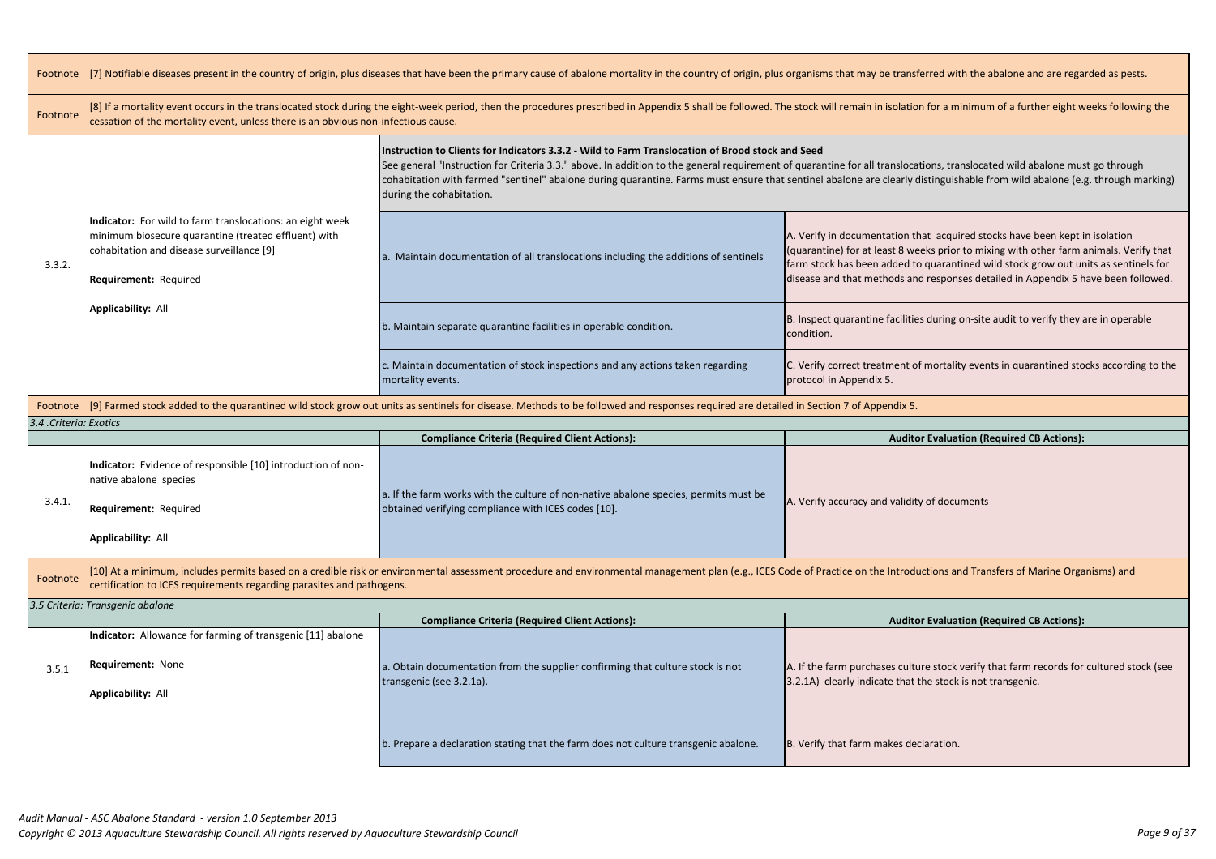| | | | |
|---|---|---|---|
| Footnote | [7] Notifiable diseases present in the country of origin, plus diseases that have been the primary cause of abalone mortality in the country of origin, plus organisms that may be transferred with the abalone and are regarded as pests. | | |
| Footnote | [8] If a mortality event occurs in the translocated stock during the eight-week period, then the procedures prescribed in Appendix 5 shall be followed. The stock will remain in isolation for a minimum of a further eight weeks following the cessation of the mortality event, unless there is an obvious non-infectious cause. | | |
| 3.3.2. | **Indicator:** For wild to farm translocations: an eight week minimum biosecure quarantine (treated effluent) with cohabitation and disease surveillance [9]<br><br>**Requirement:** Required<br><br>**Applicability:** All | **Instruction to Clients for Indicators 3.3.2 - Wild to Farm Translocation of Brood stock and Seed**<br>See general "Instruction for Criteria 3.3." above. In addition to the general requirement of quarantine for all translocations, translocated wild abalone must go through cohabitation with farmed "sentinel" abalone during quarantine. Farms must ensure that sentinel abalone are clearly distinguishable from wild abalone (e.g. through marking) during the cohabitation. | |
| | | a. Maintain documentation of all translocations including the additions of sentinels | A. Verify in documentation that acquired stocks have been kept in isolation (quarantine) for at least 8 weeks prior to mixing with other farm animals. Verify that farm stock has been added to quarantined wild stock grow out units as sentinels for disease and that methods and responses detailed in Appendix 5 have been followed. |
| | | b. Maintain separate quarantine facilities in operable condition. | B. Inspect quarantine facilities during on-site audit to verify they are in operable condition. |
| | | c. Maintain documentation of stock inspections and any actions taken regarding mortality events. | C. Verify correct treatment of mortality events in quarantined stocks according to the protocol in Appendix 5. |
| Footnote | [9] Farmed stock added to the quarantined wild stock grow out units as sentinels for disease. Methods to be followed and responses required are detailed in Section 7 of Appendix 5. | | |
| *3.4 .Criteria: Exotics* | | | |
| | | **Compliance Criteria (Required Client Actions):** | **Auditor Evaluation (Required CB Actions):** |
| 3.4.1. | **Indicator:** Evidence of responsible [10] introduction of non-native abalone species<br><br>**Requirement:** Required<br><br>**Applicability:** All | a. If the farm works with the culture of non-native abalone species, permits must be obtained verifying compliance with ICES codes [10]. | A. Verify accuracy and validity of documents |
| Footnote | [10] At a minimum, includes permits based on a credible risk or environmental assessment procedure and environmental management plan (e.g., ICES Code of Practice on the Introductions and Transfers of Marine Organisms) and certification to ICES requirements regarding parasites and pathogens. | | |
| *3.5 Criteria: Transgenic abalone* | | | |
| | | **Compliance Criteria (Required Client Actions):** | **Auditor Evaluation (Required CB Actions):** |
| 3.5.1 | **Indicator:** Allowance for farming of transgenic [11] abalone<br><br>**Requirement:** None<br><br>**Applicability:** All | a. Obtain documentation from the supplier confirming that culture stock is not transgenic (see 3.2.1a). | A. If the farm purchases culture stock verify that farm records for cultured stock (see 3.2.1A) clearly indicate that the stock is not transgenic. |
| | | b. Prepare a declaration stating that the farm does not culture transgenic abalone. | B. Verify that farm makes declaration. |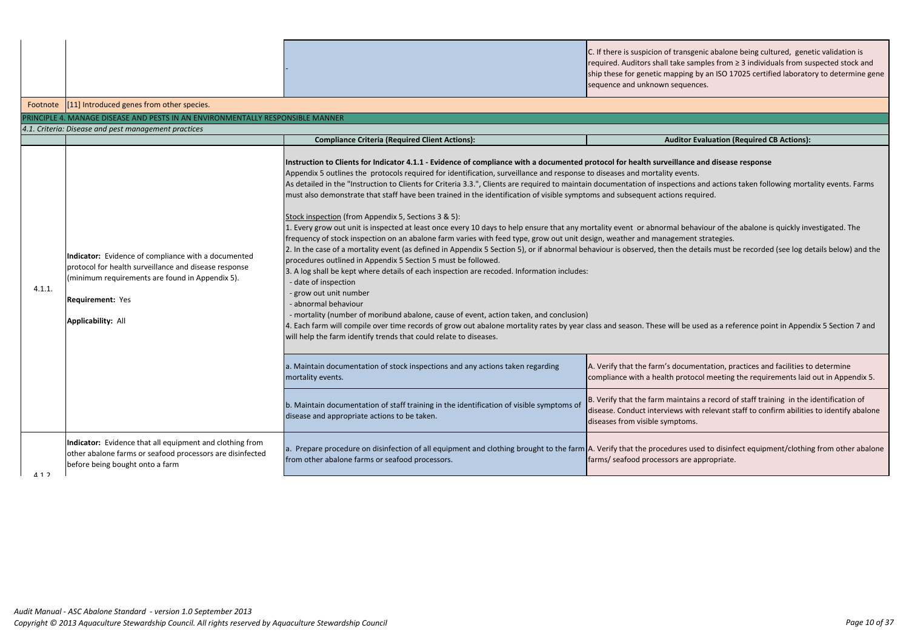| | | | |
|---|---|---|---|
| | | - | C. If there is suspicion of transgenic abalone being cultured, genetic validation is required. Auditors shall take samples from ≥ 3 individuals from suspected stock and ship these for genetic mapping by an ISO 17025 certified laboratory to determine gene sequence and unknown sequences. |
| Footnote | [11] Introduced genes from other species. | | |

## PRINCIPLE 4. MANAGE DISEASE AND PESTS IN AN ENVIRONMENTALLY RESPONSIBLE MANNER

*4.1. Criteria: Disease and pest management practices*

| | | Compliance Criteria (Required Client Actions): | Auditor Evaluation (Required CB Actions): |
|---|---|---|---|
| 4.1.1. | **Indicator:** Evidence of compliance with a documented protocol for health surveillance and disease response (minimum requirements are found in Appendix 5).<br><br>**Requirement:** Yes<br><br>**Applicability:** All | **Instruction to Clients for Indicator 4.1.1 - Evidence of compliance with a documented protocol for health surveillance and disease response**<br>Appendix 5 outlines the protocols required for identification, surveillance and response to diseases and mortality events.<br>As detailed in the "Instruction to Clients for Criteria 3.3.", Clients are required to maintain documentation of inspections and actions taken following mortality events. Farms must also demonstrate that staff have been trained in the identification of visible symptoms and subsequent actions required.<br><br>Stock inspection (from Appendix 5, Sections 3 & 5):<br>1. Every grow out unit is inspected at least once every 10 days to help ensure that any mortality event or abnormal behaviour of the abalone is quickly investigated. The frequency of stock inspection on an abalone farm varies with feed type, grow out unit design, weather and management strategies.<br>2. In the case of a mortality event (as defined in Appendix 5 Section 5), or if abnormal behaviour is observed, then the details must be recorded (see log details below) and the procedures outlined in Appendix 5 Section 5 must be followed.<br>3. A log shall be kept where details of each inspection are recoded. Information includes:<br>- date of inspection<br>- grow out unit number<br>- abnormal behaviour<br>- mortality (number of moribund abalone, cause of event, action taken, and conclusion)<br>4. Each farm will compile over time records of grow out abalone mortality rates by year class and season. These will be used as a reference point in Appendix 5 Section 7 and will help the farm identify trends that could relate to diseases. | |
| | | a. Maintain documentation of stock inspections and any actions taken regarding mortality events. | A. Verify that the farm's documentation, practices and facilities to determine compliance with a health protocol meeting the requirements laid out in Appendix 5. |
| | | b. Maintain documentation of staff training in the identification of visible symptoms of disease and appropriate actions to be taken. | B. Verify that the farm maintains a record of staff training in the identification of disease. Conduct interviews with relevant staff to confirm abilities to identify abalone diseases from visible symptoms. |
| 4.1.2. | **Indicator:** Evidence that all equipment and clothing from other abalone farms or seafood processors are disinfected before being bought onto a farm | a. Prepare procedure on disinfection of all equipment and clothing brought to the farm from other abalone farms or seafood processors. | A. Verify that the procedures used to disinfect equipment/clothing from other abalone farms/ seafood processors are appropriate. |

*Audit Manual - ASC Abalone Standard - version 1.0 September 2013*
*Copyright © 2013 Aquaculture Stewardship Council. All rights reserved by Aquaculture Stewardship Council*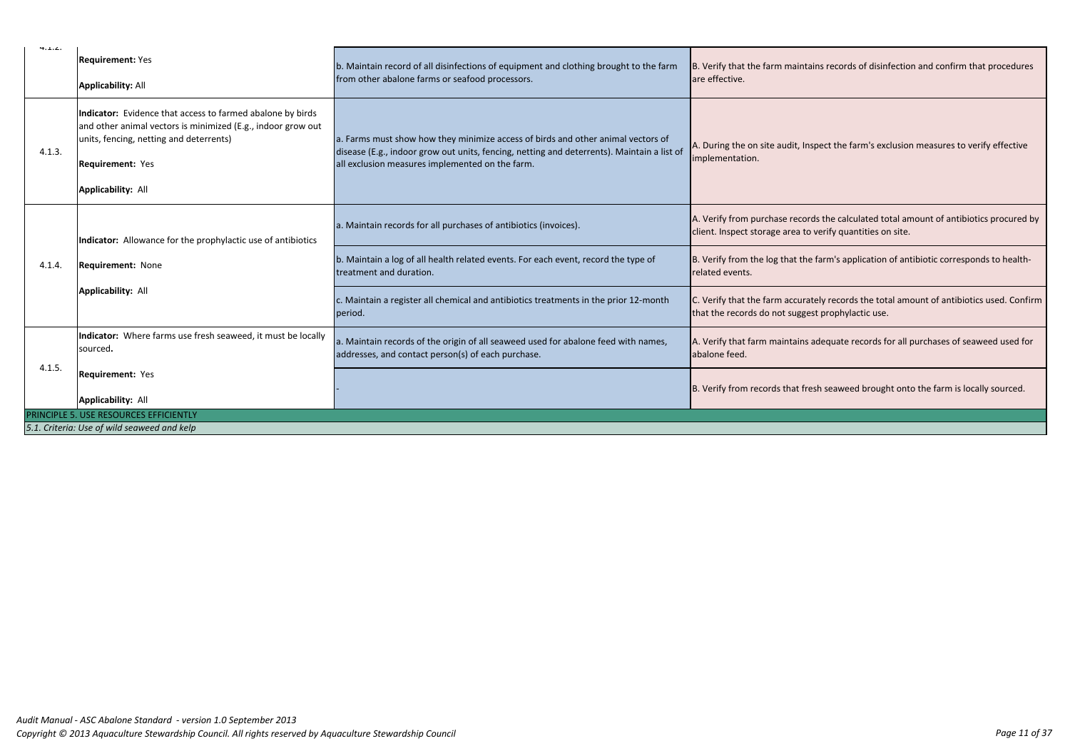| | | | |
|---|---|---|---|
| 4.1.2. | **Requirement:** Yes<br><br>**Applicability:** All | b. Maintain record of all disinfections of equipment and clothing brought to the farm from other abalone farms or seafood processors. | B. Verify that the farm maintains records of disinfection and confirm that procedures are effective. |
| 4.1.3. | **Indicator:** Evidence that access to farmed abalone by birds and other animal vectors is minimized (E.g., indoor grow out units, fencing, netting and deterrents)<br><br>**Requirement:** Yes<br><br>**Applicability:** All | a. Farms must show how they minimize access of birds and other animal vectors of disease (E.g., indoor grow out units, fencing, netting and deterrents). Maintain a list of all exclusion measures implemented on the farm. | A. During the on site audit, Inspect the farm's exclusion measures to verify effective implementation. |
| 4.1.4. | **Indicator:** Allowance for the prophylactic use of antibiotics<br><br>**Requirement:** None<br><br>**Applicability:** All | a. Maintain records for all purchases of antibiotics (invoices). | A. Verify from purchase records the calculated total amount of antibiotics procured by client. Inspect storage area to verify quantities on site. |
| | | b. Maintain a log of all health related events. For each event, record the type of treatment and duration. | B. Verify from the log that the farm's application of antibiotic corresponds to health-related events. |
| | | c. Maintain a register all chemical and antibiotics treatments in the prior 12-month period. | C. Verify that the farm accurately records the total amount of antibiotics used. Confirm that the records do not suggest prophylactic use. |
| 4.1.5. | **Indicator:** Where farms use fresh seaweed, it must be locally sourced**.**<br><br>**Requirement:** Yes<br><br>**Applicability:** All | a. Maintain records of the origin of all seaweed used for abalone feed with names, addresses, and contact person(s) of each purchase. | A. Verify that farm maintains adequate records for all purchases of seaweed used for abalone feed. |
| | | - | B. Verify from records that fresh seaweed brought onto the farm is locally sourced. |
| PRINCIPLE 5. USE RESOURCES EFFICIENTLY | | | |
| *5.1. Criteria: Use of wild seaweed and kelp* | | | |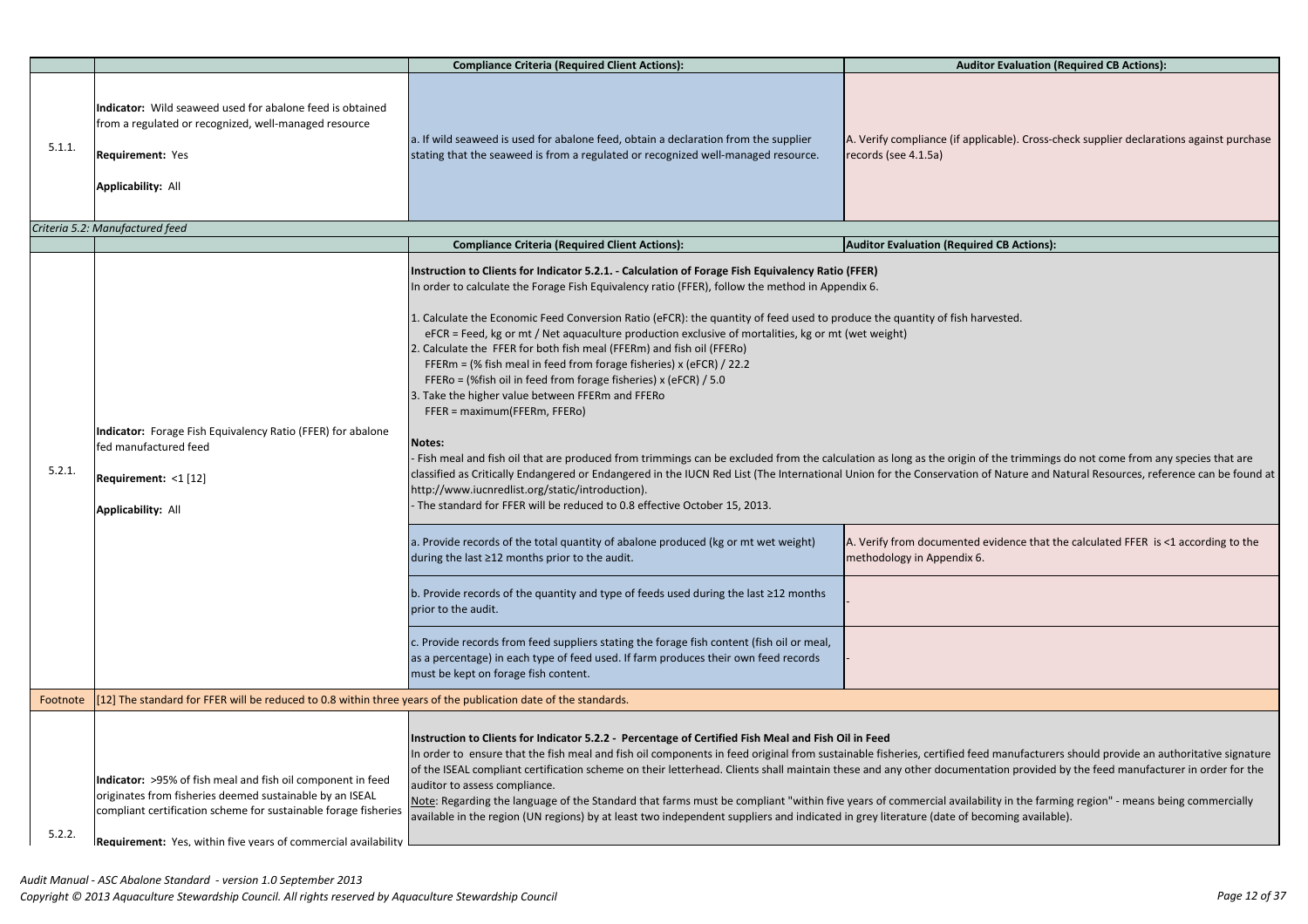| | | Compliance Criteria (Required Client Actions): | Auditor Evaluation (Required CB Actions): |
|---|---|---|---|
| 5.1.1. | **Indicator:** Wild seaweed used for abalone feed is obtained from a regulated or recognized, well-managed resource<br><br>**Requirement:** Yes<br><br>**Applicability:** All | a. If wild seaweed is used for abalone feed, obtain a declaration from the supplier stating that the seaweed is from a regulated or recognized well-managed resource. | A. Verify compliance (if applicable). Cross-check supplier declarations against purchase records (see 4.1.5a) |

*Criteria 5.2: Manufactured feed*

| | | Compliance Criteria (Required Client Actions): | Auditor Evaluation (Required CB Actions): |
|---|---|---|---|
| 5.2.1. | **Indicator:** Forage Fish Equivalency Ratio (FFER) for abalone fed manufactured feed<br><br>**Requirement:** <1 [12]<br><br>**Applicability:** All | **Instruction to Clients for Indicator 5.2.1. - Calculation of Forage Fish Equivalency Ratio (FFER)**<br>In order to calculate the Forage Fish Equivalency ratio (FFER), follow the method in Appendix 6.<br><br>1. Calculate the Economic Feed Conversion Ratio (eFCR): the quantity of feed used to produce the quantity of fish harvested.<br>eFCR = Feed, kg or mt / Net aquaculture production exclusive of mortalities, kg or mt (wet weight)<br>2. Calculate the FFER for both fish meal (FFERm) and fish oil (FFERo)<br>FFERm = (% fish meal in feed from forage fisheries) x (eFCR) / 22.2<br>FFERo = (%fish oil in feed from forage fisheries) x (eFCR) / 5.0<br>3. Take the higher value between FFERm and FFERo<br>FFER = maximum(FFERm, FFERo)<br><br>**Notes:**<br>- Fish meal and fish oil that are produced from trimmings can be excluded from the calculation as long as the origin of the trimmings do not come from any species that are classified as Critically Endangered or Endangered in the IUCN Red List (The International Union for the Conservation of Nature and Natural Resources, reference can be found at http://www.iucnredlist.org/static/introduction).<br>- The standard for FFER will be reduced to 0.8 effective October 15, 2013. | |
| | | a. Provide records of the total quantity of abalone produced (kg or mt wet weight) during the last ≥12 months prior to the audit. | A. Verify from documented evidence that the calculated FFER is <1 according to the methodology in Appendix 6. |
| | | b. Provide records of the quantity and type of feeds used during the last ≥12 months prior to the audit. | - |
| | | c. Provide records from feed suppliers stating the forage fish content (fish oil or meal, as a percentage) in each type of feed used. If farm produces their own feed records must be kept on forage fish content. | - |
| Footnote | [12] The standard for FFER will be reduced to 0.8 within three years of the publication date of the standards. | | |
| 5.2.2. | **Indicator:** >95% of fish meal and fish oil component in feed originates from fisheries deemed sustainable by an ISEAL compliant certification scheme for sustainable forage fisheries<br><br>**Requirement:** Yes, within five years of commercial availability | **Instruction to Clients for Indicator 5.2.2 - Percentage of Certified Fish Meal and Fish Oil in Feed**<br>In order to ensure that the fish meal and fish oil components in feed original from sustainable fisheries, certified feed manufacturers should provide an authoritative signature of the ISEAL compliant certification scheme on their letterhead. Clients shall maintain these and any other documentation provided by the feed manufacturer in order for the auditor to assess compliance.<br>Note: Regarding the language of the Standard that farms must be compliant "within five years of commercial availability in the farming region" - means being commercially available in the region (UN regions) by at least two independent suppliers and indicated in grey literature (date of becoming available). | |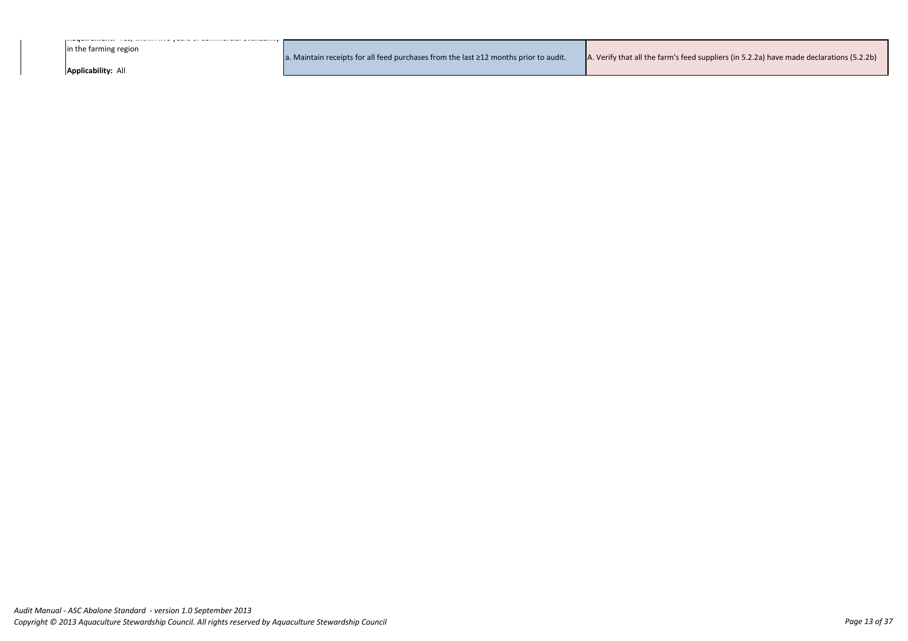| | | |
|---|---|---|
| **Requirement:** Yes, within five years of commercial availability in the farming region<br><br>**Applicability:** All | a. Maintain receipts for all feed purchases from the last ≥12 months prior to audit. | A. Verify that all the farm's feed suppliers (in 5.2.2a) have made declarations (5.2.2b) |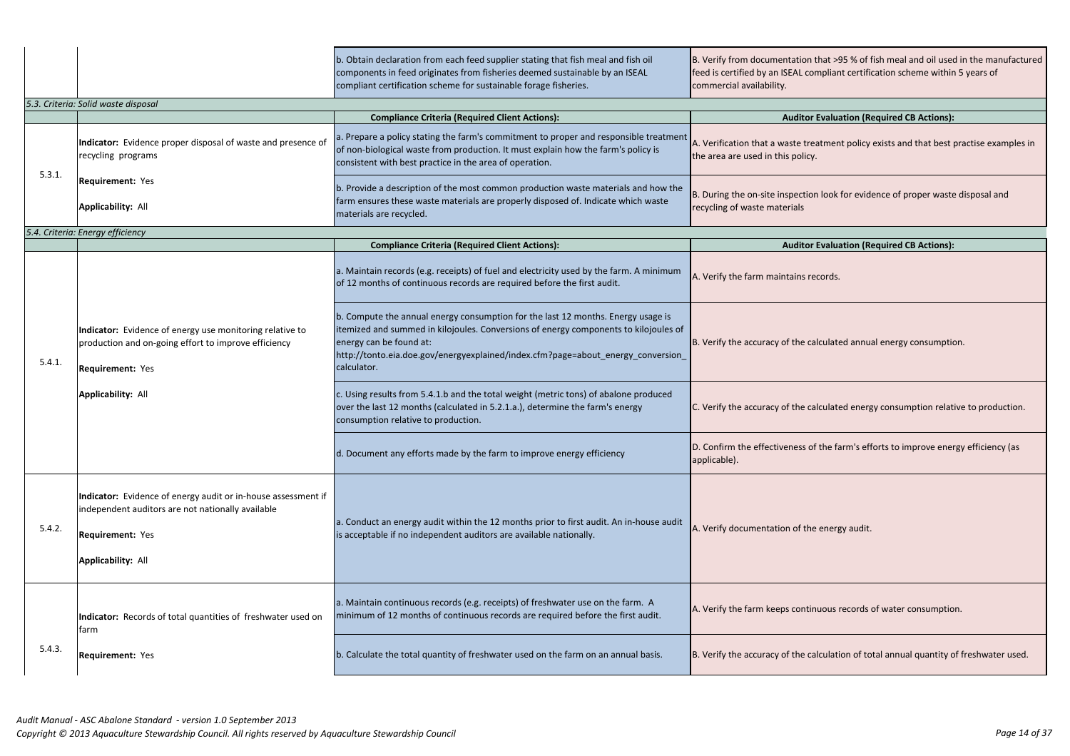| | | | |
|---|---|---|---|
| | | b. Obtain declaration from each feed supplier stating that fish meal and fish oil components in feed originates from fisheries deemed sustainable by an ISEAL compliant certification scheme for sustainable forage fisheries. | B. Verify from documentation that >95 % of fish meal and oil used in the manufactured feed is certified by an ISEAL compliant certification scheme within 5 years of commercial availability. |

*5.3. Criteria: Solid waste disposal*

| | | **Compliance Criteria (Required Client Actions):** | **Auditor Evaluation (Required CB Actions):** |
|---|---|---|---|
| 5.3.1. | **Indicator:** Evidence proper disposal of waste and presence of recycling programs<br><br>**Requirement:** Yes<br><br>**Applicability:** All | a. Prepare a policy stating the farm's commitment to proper and responsible treatment of non-biological waste from production. It must explain how the farm's policy is consistent with best practice in the area of operation. | A. Verification that a waste treatment policy exists and that best practise examples in the area are used in this policy. |
| | | b. Provide a description of the most common production waste materials and how the farm ensures these waste materials are properly disposed of. Indicate which waste materials are recycled. | B. During the on-site inspection look for evidence of proper waste disposal and recycling of waste materials |

*5.4. Criteria: Energy efficiency*

| | | **Compliance Criteria (Required Client Actions):** | **Auditor Evaluation (Required CB Actions):** |
|---|---|---|---|
| 5.4.1. | **Indicator:** Evidence of energy use monitoring relative to production and on-going effort to improve efficiency<br><br>**Requirement:** Yes<br><br>**Applicability:** All | a. Maintain records (e.g. receipts) of fuel and electricity used by the farm. A minimum of 12 months of continuous records are required before the first audit. | A. Verify the farm maintains records. |
| | | b. Compute the annual energy consumption for the last 12 months. Energy usage is itemized and summed in kilojoules. Conversions of energy components to kilojoules of energy can be found at: http://tonto.eia.doe.gov/energyexplained/index.cfm?page=about_energy_conversion_calculator. | B. Verify the accuracy of the calculated annual energy consumption. |
| | | c. Using results from 5.4.1.b and the total weight (metric tons) of abalone produced over the last 12 months (calculated in 5.2.1.a.), determine the farm's energy consumption relative to production. | C. Verify the accuracy of the calculated energy consumption relative to production. |
| | | d. Document any efforts made by the farm to improve energy efficiency | D. Confirm the effectiveness of the farm's efforts to improve energy efficiency (as applicable). |
| 5.4.2. | **Indicator:** Evidence of energy audit or in-house assessment if independent auditors are not nationally available<br><br>**Requirement:** Yes<br><br>**Applicability:** All | a. Conduct an energy audit within the 12 months prior to first audit. An in-house audit is acceptable if no independent auditors are available nationally. | A. Verify documentation of the energy audit. |
| 5.4.3. | **Indicator:** Records of total quantities of freshwater used on farm<br><br>**Requirement:** Yes | a. Maintain continuous records (e.g. receipts) of freshwater use on the farm. A minimum of 12 months of continuous records are required before the first audit. | A. Verify the farm keeps continuous records of water consumption. |
| | | b. Calculate the total quantity of freshwater used on the farm on an annual basis. | B. Verify the accuracy of the calculation of total annual quantity of freshwater used. |

*Audit Manual - ASC Abalone Standard - version 1.0 September 2013*
*Copyright © 2013 Aquaculture Stewardship Council. All rights reserved by Aquaculture Stewardship Council*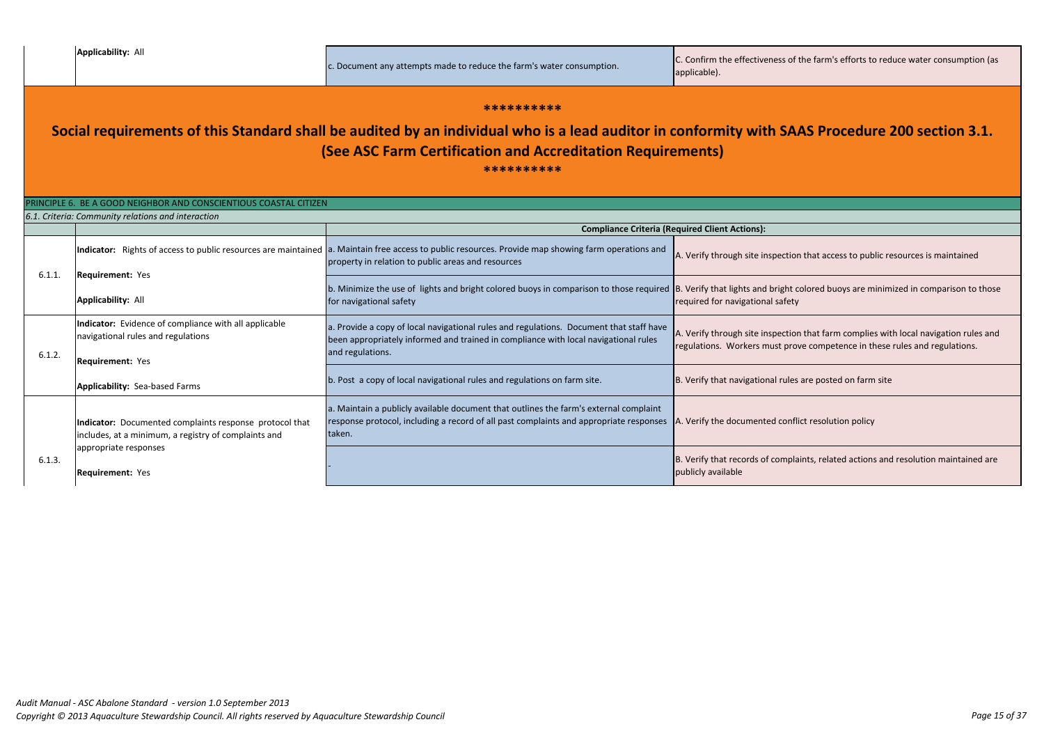| | | | |
|---|---|---|---|
| | **Applicability:** All | c. Document any attempts made to reduce the farm's water consumption. | C. Confirm the effectiveness of the farm's efforts to reduce water consumption (as applicable). |

**********

## Social requirements of this Standard shall be audited by an individual who is a lead auditor in conformity with SAAS Procedure 200 section 3.1. (See ASC Farm Certification and Accreditation Requirements)

**********

PRINCIPLE 6. BE A GOOD NEIGHBOR AND CONSCIENTIOUS COASTAL CITIZEN

*6.1. Criteria: Community relations and interaction*

| | | Compliance Criteria (Required Client Actions): | |
|---|---|---|---|
| 6.1.1. | **Indicator:** Rights of access to public resources are maintained<br><br>**Requirement:** Yes<br><br>**Applicability:** All | a. Maintain free access to public resources. Provide map showing farm operations and property in relation to public areas and resources | A. Verify through site inspection that access to public resources is maintained |
| | | b. Minimize the use of lights and bright colored buoys in comparison to those required for navigational safety | B. Verify that lights and bright colored buoys are minimized in comparison to those required for navigational safety |
| 6.1.2. | **Indicator:** Evidence of compliance with all applicable navigational rules and regulations<br><br>**Requirement:** Yes<br><br>**Applicability:** Sea-based Farms | a. Provide a copy of local navigational rules and regulations. Document that staff have been appropriately informed and trained in compliance with local navigational rules and regulations. | A. Verify through site inspection that farm complies with local navigation rules and regulations. Workers must prove competence in these rules and regulations. |
| | | b. Post a copy of local navigational rules and regulations on farm site. | B. Verify that navigational rules are posted on farm site |
| 6.1.3. | **Indicator:** Documented complaints response protocol that includes, at a minimum, a registry of complaints and appropriate responses<br><br>**Requirement:** Yes | a. Maintain a publicly available document that outlines the farm's external complaint response protocol, including a record of all past complaints and appropriate responses taken. | A. Verify the documented conflict resolution policy |
| | | - | B. Verify that records of complaints, related actions and resolution maintained are publicly available |

*Audit Manual - ASC Abalone Standard - version 1.0 September 2013*
*Copyright © 2013 Aquaculture Stewardship Council. All rights reserved by Aquaculture Stewardship Council*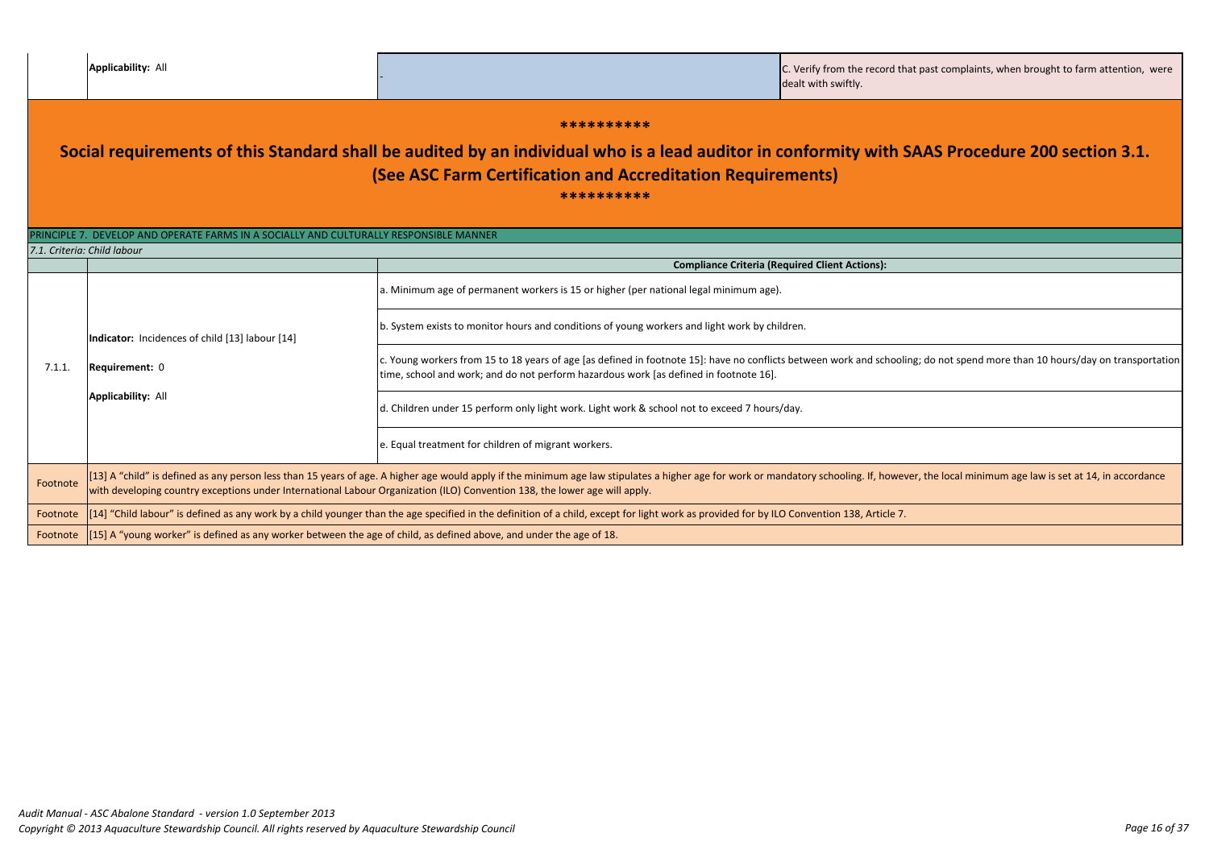| | Applicability: All | - | C. Verify from the record that past complaints, when brought to farm attention, were dealt with swiftly. |
|---|---|---|---|

**********

## Social requirements of this Standard shall be audited by an individual who is a lead auditor in conformity with SAAS Procedure 200 section 3.1. (See ASC Farm Certification and Accreditation Requirements)

**********

PRINCIPLE 7. DEVELOP AND OPERATE FARMS IN A SOCIALLY AND CULTURALLY RESPONSIBLE MANNER

*7.1. Criteria: Child labour*

| | | Compliance Criteria (Required Client Actions): |
|---|---|---|
| 7.1.1. | **Indicator:** Incidences of child [13] labour [14]<br><br>**Requirement:** 0<br><br>**Applicability:** All | a. Minimum age of permanent workers is 15 or higher (per national legal minimum age). |
| | | b. System exists to monitor hours and conditions of young workers and light work by children. |
| | | c. Young workers from 15 to 18 years of age [as defined in footnote 15]: have no conflicts between work and schooling; do not spend more than 10 hours/day on transportation time, school and work; and do not perform hazardous work [as defined in footnote 16]. |
| | | d. Children under 15 perform only light work. Light work & school not to exceed 7 hours/day. |
| | | e. Equal treatment for children of migrant workers. |
| Footnote | [13] A "child" is defined as any person less than 15 years of age. A higher age would apply if the minimum age law stipulates a higher age for work or mandatory schooling. If, however, the local minimum age law is set at 14, in accordance with developing country exceptions under International Labour Organization (ILO) Convention 138, the lower age will apply. | |
| Footnote | [14] "Child labour" is defined as any work by a child younger than the age specified in the definition of a child, except for light work as provided for by ILO Convention 138, Article 7. | |
| Footnote | [15] A "young worker" is defined as any worker between the age of child, as defined above, and under the age of 18. | |

*Audit Manual - ASC Abalone Standard - version 1.0 September 2013*
*Copyright © 2013 Aquaculture Stewardship Council. All rights reserved by Aquaculture Stewardship Council*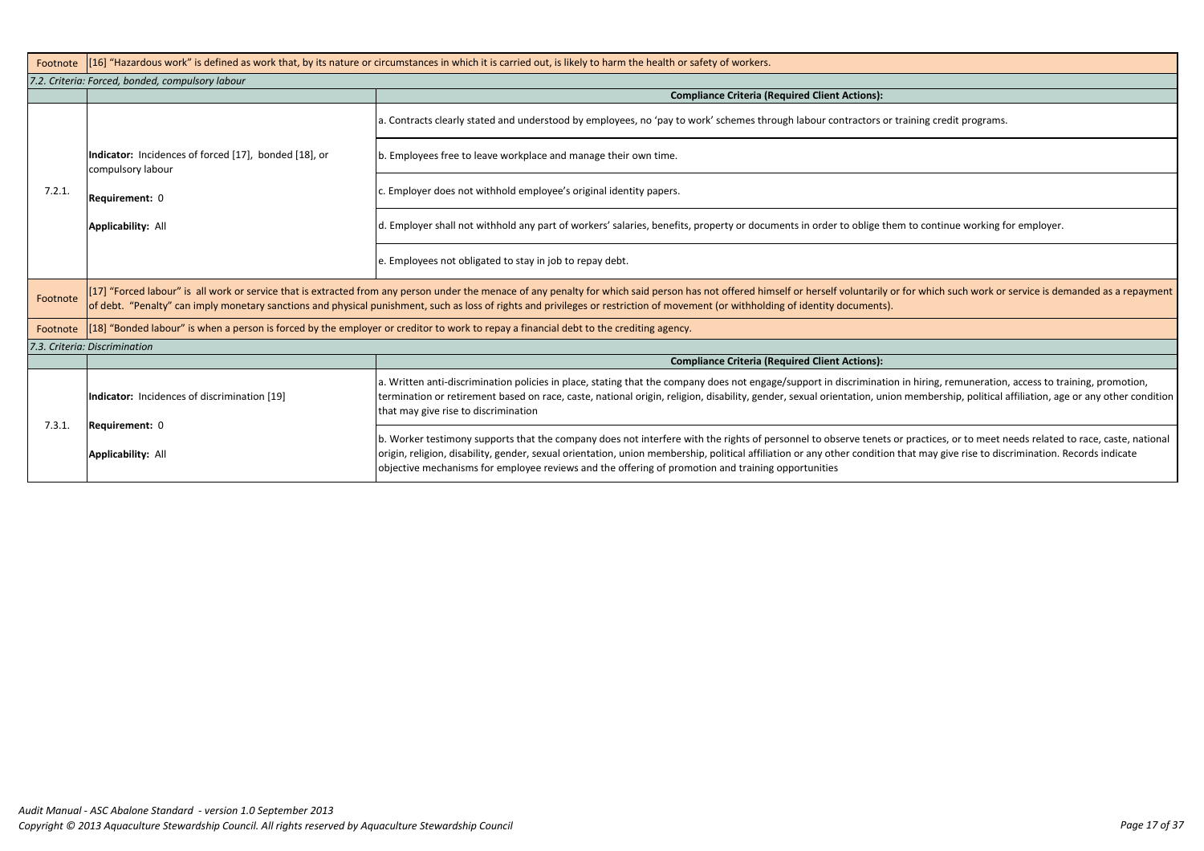| Footnote | [16] "Hazardous work" is defined as work that, by its nature or circumstances in which it is carried out, is likely to harm the health or safety of workers. | |
|---|---|---|
| *7.2. Criteria: Forced, bonded, compulsory labour* | | |
| | | **Compliance Criteria (Required Client Actions):** |
| 7.2.1. | **Indicator:** Incidences of forced [17], bonded [18], or compulsory labour<br><br>**Requirement:** 0<br><br>**Applicability:** All | a. Contracts clearly stated and understood by employees, no 'pay to work' schemes through labour contractors or training credit programs. |
| | | b. Employees free to leave workplace and manage their own time. |
| | | c. Employer does not withhold employee's original identity papers. |
| | | d. Employer shall not withhold any part of workers' salaries, benefits, property or documents in order to oblige them to continue working for employer. |
| | | e. Employees not obligated to stay in job to repay debt. |
| Footnote | [17] "Forced labour" is all work or service that is extracted from any person under the menace of any penalty for which said person has not offered himself or herself voluntarily or for which such work or service is demanded as a repayment of debt. "Penalty" can imply monetary sanctions and physical punishment, such as loss of rights and privileges or restriction of movement (or withholding of identity documents). | |
| Footnote | [18] "Bonded labour" is when a person is forced by the employer or creditor to work to repay a financial debt to the crediting agency. | |
| *7.3. Criteria: Discrimination* | | |
| | | **Compliance Criteria (Required Client Actions):** |
| 7.3.1. | **Indicator:** Incidences of discrimination [19]<br><br>**Requirement:** 0<br><br>**Applicability:** All | a. Written anti-discrimination policies in place, stating that the company does not engage/support in discrimination in hiring, remuneration, access to training, promotion, termination or retirement based on race, caste, national origin, religion, disability, gender, sexual orientation, union membership, political affiliation, age or any other condition that may give rise to discrimination |
| | | b. Worker testimony supports that the company does not interfere with the rights of personnel to observe tenets or practices, or to meet needs related to race, caste, national origin, religion, disability, gender, sexual orientation, union membership, political affiliation or any other condition that may give rise to discrimination. Records indicate objective mechanisms for employee reviews and the offering of promotion and training opportunities |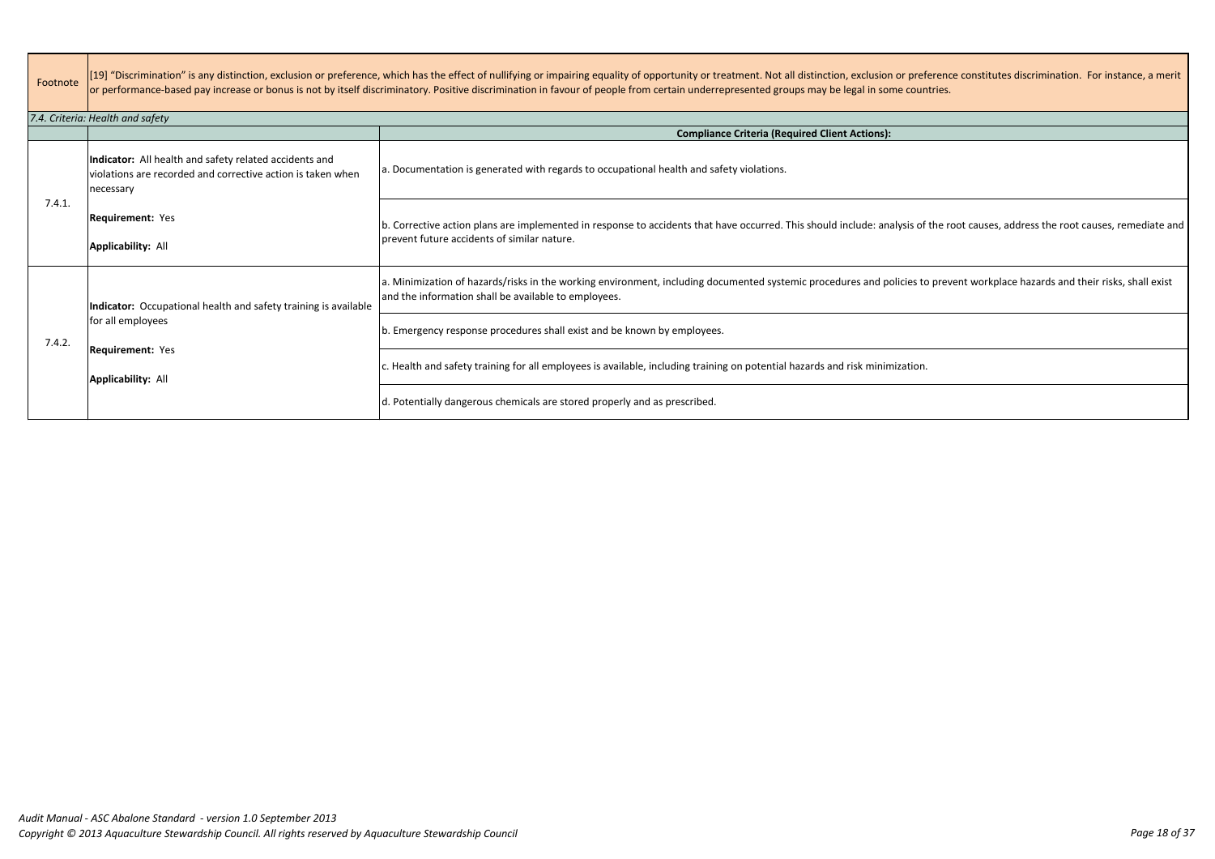| Footnote | [19] "Discrimination" is any distinction, exclusion or preference, which has the effect of nullifying or impairing equality of opportunity or treatment. Not all distinction, exclusion or preference constitutes discrimination. For instance, a merit or performance-based pay increase or bonus is not by itself discriminatory. Positive discrimination in favour of people from certain underrepresented groups may be legal in some countries. | |
|---|---|---|

*7.4. Criteria: Health and safety*

| | | **Compliance Criteria (Required Client Actions):** |
|---|---|---|
| 7.4.1. | **Indicator:** All health and safety related accidents and violations are recorded and corrective action is taken when necessary<br><br>**Requirement:** Yes<br><br>**Applicability:** All | a. Documentation is generated with regards to occupational health and safety violations. |
| | | b. Corrective action plans are implemented in response to accidents that have occurred. This should include: analysis of the root causes, address the root causes, remediate and prevent future accidents of similar nature. |
| 7.4.2. | **Indicator:** Occupational health and safety training is available for all employees<br><br>**Requirement:** Yes<br><br>**Applicability:** All | a. Minimization of hazards/risks in the working environment, including documented systemic procedures and policies to prevent workplace hazards and their risks, shall exist and the information shall be available to employees. |
| | | b. Emergency response procedures shall exist and be known by employees. |
| | | c. Health and safety training for all employees is available, including training on potential hazards and risk minimization. |
| | | d. Potentially dangerous chemicals are stored properly and as prescribed. |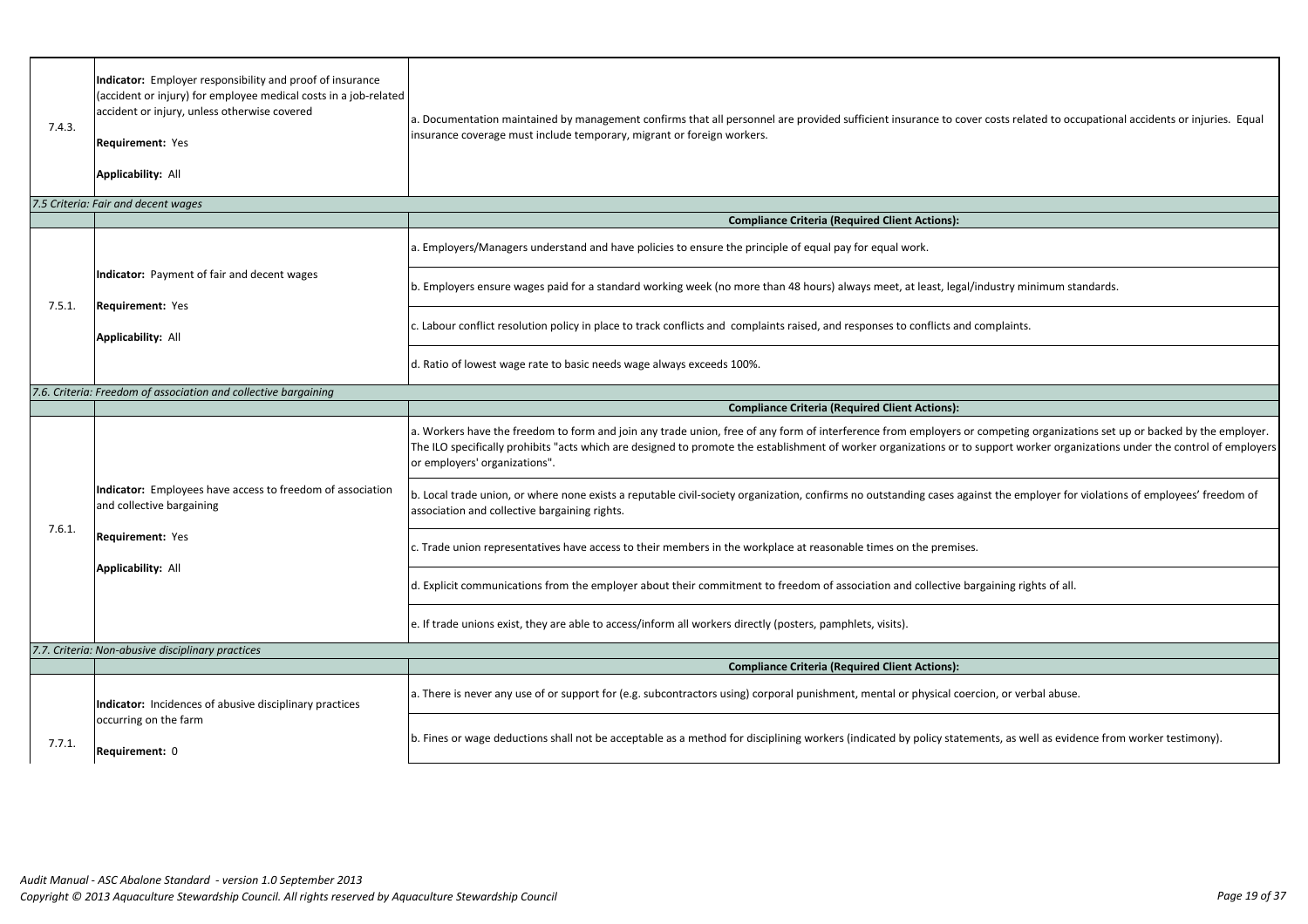| | | |
|---|---|---|
| 7.4.3. | **Indicator:** Employer responsibility and proof of insurance (accident or injury) for employee medical costs in a job-related accident or injury, unless otherwise covered<br><br>**Requirement:** Yes<br><br>**Applicability:** All | a. Documentation maintained by management confirms that all personnel are provided sufficient insurance to cover costs related to occupational accidents or injuries. Equal insurance coverage must include temporary, migrant or foreign workers. |
| *7.5 Criteria: Fair and decent wages* | | |
| | | **Compliance Criteria (Required Client Actions):** |
| 7.5.1. | **Indicator:** Payment of fair and decent wages<br><br>**Requirement:** Yes<br><br>**Applicability:** All | a. Employers/Managers understand and have policies to ensure the principle of equal pay for equal work. |
| | | b. Employers ensure wages paid for a standard working week (no more than 48 hours) always meet, at least, legal/industry minimum standards. |
| | | c. Labour conflict resolution policy in place to track conflicts and complaints raised, and responses to conflicts and complaints. |
| | | d. Ratio of lowest wage rate to basic needs wage always exceeds 100%. |
| *7.6. Criteria: Freedom of association and collective bargaining* | | |
| | | **Compliance Criteria (Required Client Actions):** |
| 7.6.1. | **Indicator:** Employees have access to freedom of association and collective bargaining<br><br>**Requirement:** Yes<br><br>**Applicability:** All | a. Workers have the freedom to form and join any trade union, free of any form of interference from employers or competing organizations set up or backed by the employer. The ILO specifically prohibits "acts which are designed to promote the establishment of worker organizations or to support worker organizations under the control of employers or employers' organizations". |
| | | b. Local trade union, or where none exists a reputable civil-society organization, confirms no outstanding cases against the employer for violations of employees' freedom of association and collective bargaining rights. |
| | | c. Trade union representatives have access to their members in the workplace at reasonable times on the premises. |
| | | d. Explicit communications from the employer about their commitment to freedom of association and collective bargaining rights of all. |
| | | e. If trade unions exist, they are able to access/inform all workers directly (posters, pamphlets, visits). |
| *7.7. Criteria: Non-abusive disciplinary practices* | | |
| | | **Compliance Criteria (Required Client Actions):** |
| 7.7.1. | **Indicator:** Incidences of abusive disciplinary practices occurring on the farm<br><br>**Requirement:** 0 | a. There is never any use of or support for (e.g. subcontractors using) corporal punishment, mental or physical coercion, or verbal abuse. |
| | | b. Fines or wage deductions shall not be acceptable as a method for disciplining workers (indicated by policy statements, as well as evidence from worker testimony). |

*Audit Manual - ASC Abalone Standard - version 1.0 September 2013*
*Copyright © 2013 Aquaculture Stewardship Council. All rights reserved by Aquaculture Stewardship Council*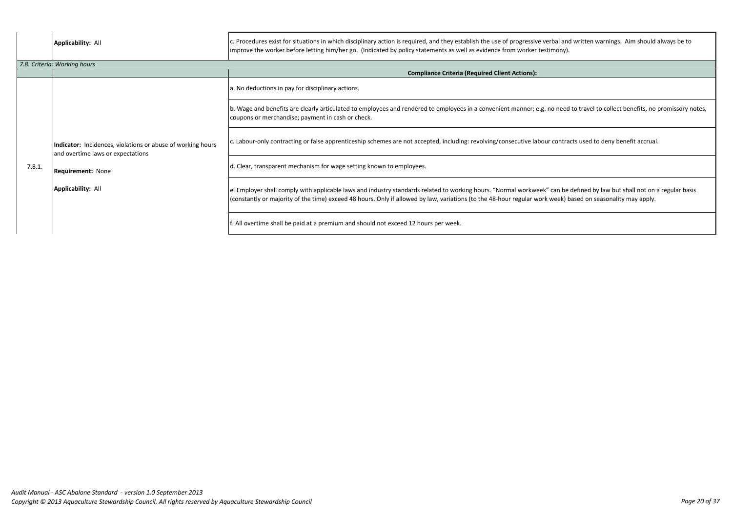| | | |
|---|---|---|
| | **Applicability:** All | c. Procedures exist for situations in which disciplinary action is required, and they establish the use of progressive verbal and written warnings. Aim should always be to improve the worker before letting him/her go. (Indicated by policy statements as well as evidence from worker testimony). |
| *7.8. Criteria: Working hours* | | |
| | | **Compliance Criteria (Required Client Actions):** |
| 7.8.1. | **Indicator:** Incidences, violations or abuse of working hours and overtime laws or expectations<br><br>**Requirement:** None<br><br>**Applicability:** All | a. No deductions in pay for disciplinary actions. |
| | | b. Wage and benefits are clearly articulated to employees and rendered to employees in a convenient manner; e.g. no need to travel to collect benefits, no promissory notes, coupons or merchandise; payment in cash or check. |
| | | c. Labour-only contracting or false apprenticeship schemes are not accepted, including: revolving/consecutive labour contracts used to deny benefit accrual. |
| | | d. Clear, transparent mechanism for wage setting known to employees. |
| | | e. Employer shall comply with applicable laws and industry standards related to working hours. "Normal workweek" can be defined by law but shall not on a regular basis (constantly or majority of the time) exceed 48 hours. Only if allowed by law, variations (to the 48-hour regular work week) based on seasonality may apply. |
| | | f. All overtime shall be paid at a premium and should not exceed 12 hours per week. |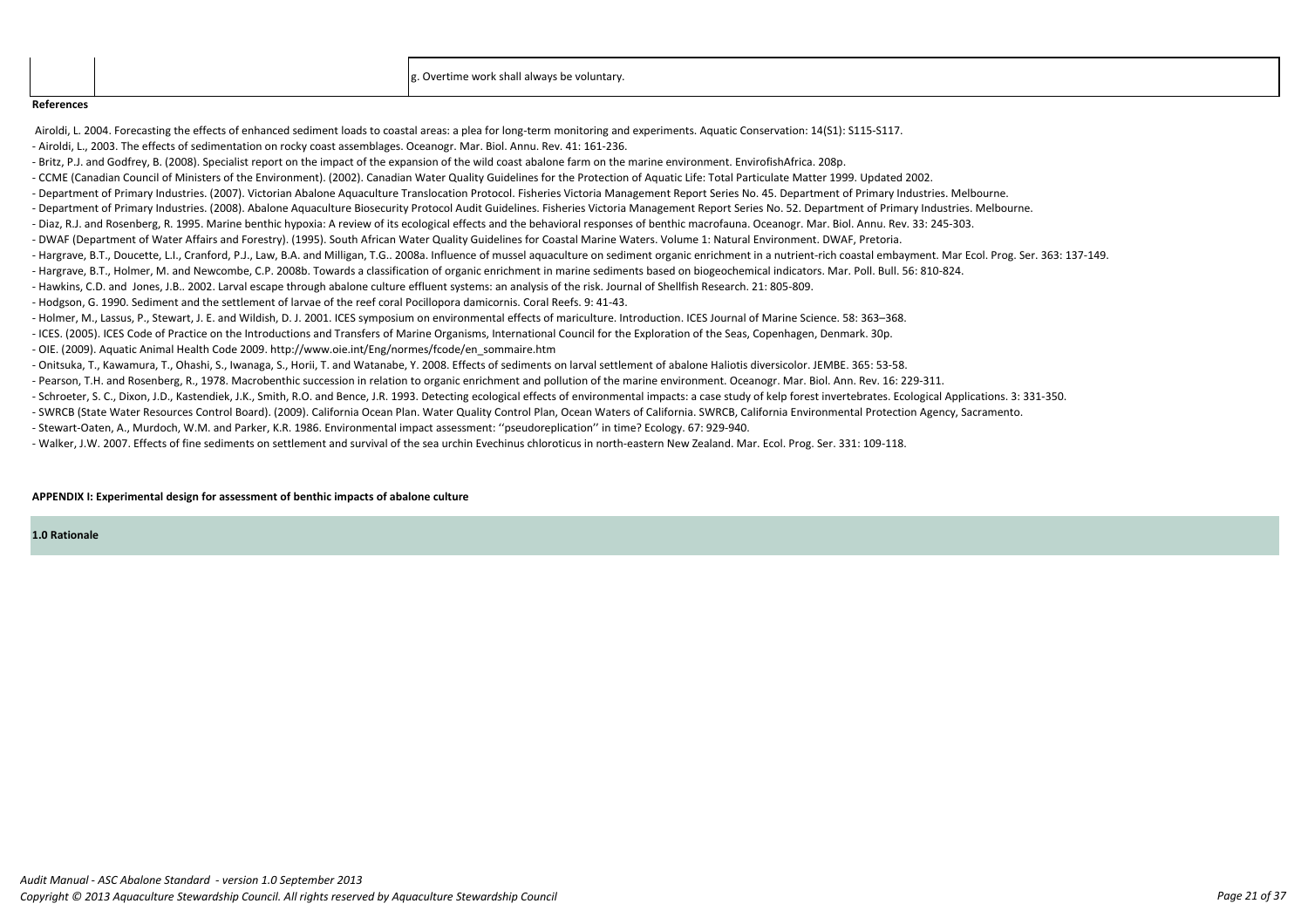| | | g. Overtime work shall always be voluntary. |
|---|---|---|

**References**

Airoldi, L. 2004. Forecasting the effects of enhanced sediment loads to coastal areas: a plea for long-term monitoring and experiments. Aquatic Conservation: 14(S1): S115-S117.
- Airoldi, L., 2003. The effects of sedimentation on rocky coast assemblages. Oceanogr. Mar. Biol. Annu. Rev. 41: 161-236.
- Britz, P.J. and Godfrey, B. (2008). Specialist report on the impact of the expansion of the wild coast abalone farm on the marine environment. EnvirofishAfrica. 208p.
- CCME (Canadian Council of Ministers of the Environment). (2002). Canadian Water Quality Guidelines for the Protection of Aquatic Life: Total Particulate Matter 1999. Updated 2002.
- Department of Primary Industries. (2007). Victorian Abalone Aquaculture Translocation Protocol. Fisheries Victoria Management Report Series No. 45. Department of Primary Industries. Melbourne.
- Department of Primary Industries. (2008). Abalone Aquaculture Biosecurity Protocol Audit Guidelines. Fisheries Victoria Management Report Series No. 52. Department of Primary Industries. Melbourne.
- Diaz, R.J. and Rosenberg, R. 1995. Marine benthic hypoxia: A review of its ecological effects and the behavioral responses of benthic macrofauna. Oceanogr. Mar. Biol. Annu. Rev. 33: 245-303.
- DWAF (Department of Water Affairs and Forestry). (1995). South African Water Quality Guidelines for Coastal Marine Waters. Volume 1: Natural Environment. DWAF, Pretoria.
- Hargrave, B.T., Doucette, L.I., Cranford, P.J., Law, B.A. and Milligan, T.G.. 2008a. Influence of mussel aquaculture on sediment organic enrichment in a nutrient-rich coastal embayment. Mar Ecol. Prog. Ser. 363: 137-149.
- Hargrave, B.T., Holmer, M. and Newcombe, C.P. 2008b. Towards a classification of organic enrichment in marine sediments based on biogeochemical indicators. Mar. Poll. Bull. 56: 810-824.
- Hawkins, C.D. and Jones, J.B.. 2002. Larval escape through abalone culture effluent systems: an analysis of the risk. Journal of Shellfish Research. 21: 805-809.
- Hodgson, G. 1990. Sediment and the settlement of larvae of the reef coral Pocillopora damicornis. Coral Reefs. 9: 41-43.
- Holmer, M., Lassus, P., Stewart, J. E. and Wildish, D. J. 2001. ICES symposium on environmental effects of mariculture. Introduction. ICES Journal of Marine Science. 58: 363–368.
- ICES. (2005). ICES Code of Practice on the Introductions and Transfers of Marine Organisms, International Council for the Exploration of the Seas, Copenhagen, Denmark. 30p.
- OIE. (2009). Aquatic Animal Health Code 2009. http://www.oie.int/Eng/normes/fcode/en_sommaire.htm
- Onitsuka, T., Kawamura, T., Ohashi, S., Iwanaga, S., Horii, T. and Watanabe, Y. 2008. Effects of sediments on larval settlement of abalone Haliotis diversicolor. JEMBE. 365: 53-58.
- Pearson, T.H. and Rosenberg, R., 1978. Macrobenthic succession in relation to organic enrichment and pollution of the marine environment. Oceanogr. Mar. Biol. Ann. Rev. 16: 229-311.
- Schroeter, S. C., Dixon, J.D., Kastendiek, J.K., Smith, R.O. and Bence, J.R. 1993. Detecting ecological effects of environmental impacts: a case study of kelp forest invertebrates. Ecological Applications. 3: 331-350.
- SWRCB (State Water Resources Control Board). (2009). California Ocean Plan. Water Quality Control Plan, Ocean Waters of California. SWRCB, California Environmental Protection Agency, Sacramento.
- Stewart-Oaten, A., Murdoch, W.M. and Parker, K.R. 1986. Environmental impact assessment: ''pseudoreplication'' in time? Ecology. 67: 929-940.
- Walker, J.W. 2007. Effects of fine sediments on settlement and survival of the sea urchin Evechinus chloroticus in north-eastern New Zealand. Mar. Ecol. Prog. Ser. 331: 109-118.

**APPENDIX I: Experimental design for assessment of benthic impacts of abalone culture**

**1.0 Rationale**

*Audit Manual - ASC Abalone Standard - version 1.0 September 2013*
*Copyright © 2013 Aquaculture Stewardship Council. All rights reserved by Aquaculture Stewardship Council*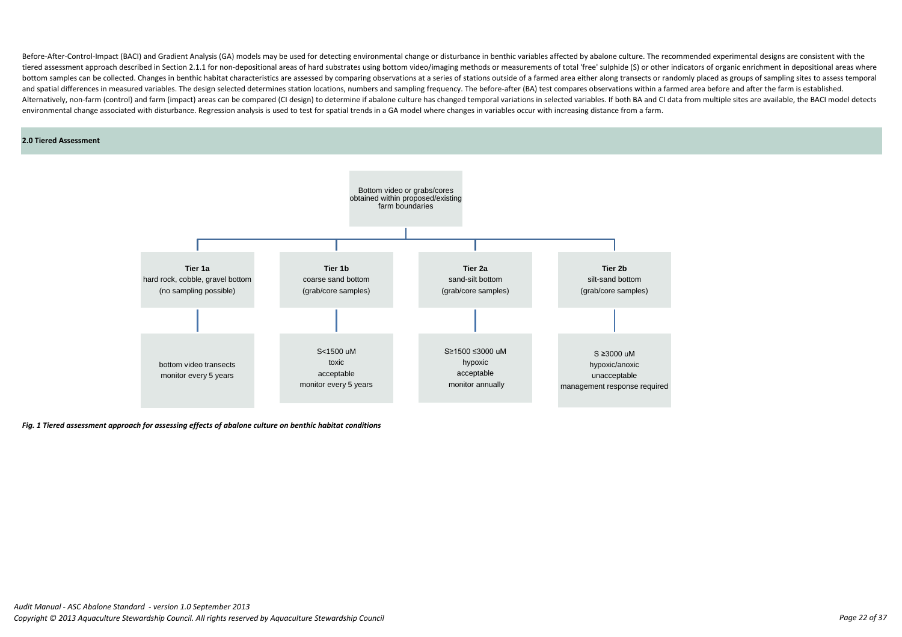Before-After-Control-Impact (BACI) and Gradient Analysis (GA) models may be used for detecting environmental change or disturbance in benthic variables affected by abalone culture. The recommended experimental designs are consistent with the tiered assessment approach described in Section 2.1.1 for non-depositional areas of hard substrates using bottom video/imaging methods or measurements of total 'free' sulphide (S) or other indicators of organic enrichment in depositional areas where bottom samples can be collected. Changes in benthic habitat characteristics are assessed by comparing observations at a series of stations outside of a farmed area either along transects or randomly placed as groups of sampling sites to assess temporal and spatial differences in measured variables. The design selected determines station locations, numbers and sampling frequency. The before-after (BA) test compares observations within a farmed area before and after the farm is established. Alternatively, non-farm (control) and farm (impact) areas can be compared (CI design) to determine if abalone culture has changed temporal variations in selected variables. If both BA and CI data from multiple sites are available, the BACI model detects environmental change associated with disturbance. Regression analysis is used to test for spatial trends in a GA model where changes in variables occur with increasing distance from a farm.

## 2.0 Tiered Assessment

Bottom video or grabs/cores obtained within proposed/existing farm boundaries

| Tier 1a | Tier 1b | Tier 2a | Tier 2b |
|---|---|---|---|
| hard rock, cobble, gravel bottom (no sampling possible) | coarse sand bottom (grab/core samples) | sand-silt bottom (grab/core samples) | silt-sand bottom (grab/core samples) |
| bottom video transects monitor every 5 years | S<1500 uM toxic acceptable monitor every 5 years | S≥1500 ≤3000 uM hypoxic acceptable monitor annually | S ≥3000 uM hypoxic/anoxic unacceptable management response required |

*Fig. 1 Tiered assessment approach for assessing effects of abalone culture on benthic habitat conditions*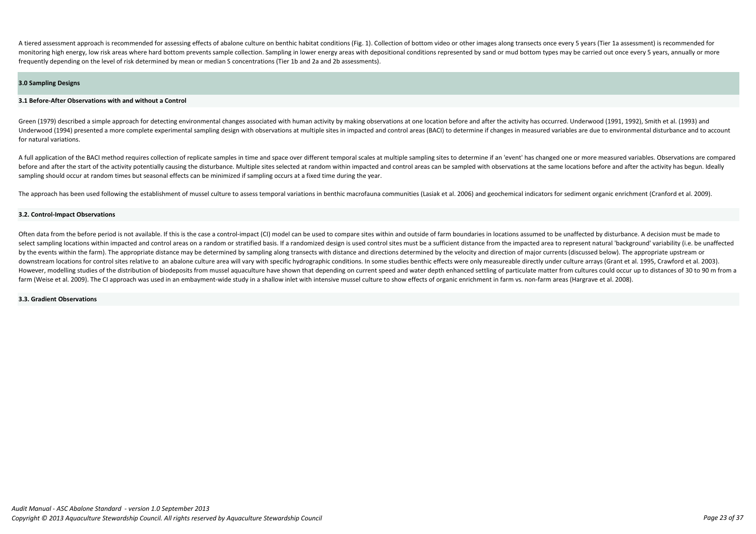A tiered assessment approach is recommended for assessing effects of abalone culture on benthic habitat conditions (Fig. 1). Collection of bottom video or other images along transects once every 5 years (Tier 1a assessment) is recommended for monitoring high energy, low risk areas where hard bottom prevents sample collection. Sampling in lower energy areas with depositional conditions represented by sand or mud bottom types may be carried out once every 5 years, annually or more frequently depending on the level of risk determined by mean or median S concentrations (Tier 1b and 2a and 2b assessments).

## 3.0 Sampling Designs

### 3.1 Before-After Observations with and without a Control

Green (1979) described a simple approach for detecting environmental changes associated with human activity by making observations at one location before and after the activity has occurred. Underwood (1991, 1992), Smith et al. (1993) and Underwood (1994) presented a more complete experimental sampling design with observations at multiple sites in impacted and control areas (BACI) to determine if changes in measured variables are due to environmental disturbance and to account for natural variations.

A full application of the BACI method requires collection of replicate samples in time and space over different temporal scales at multiple sampling sites to determine if an 'event' has changed one or more measured variables. Observations are compared before and after the start of the activity potentially causing the disturbance. Multiple sites selected at random within impacted and control areas can be sampled with observations at the same locations before and after the activity has begun. Ideally sampling should occur at random times but seasonal effects can be minimized if sampling occurs at a fixed time during the year.

The approach has been used following the establishment of mussel culture to assess temporal variations in benthic macrofauna communities (Lasiak et al. 2006) and geochemical indicators for sediment organic enrichment (Cranford et al. 2009).

### 3.2. Control-Impact Observations

Often data from the before period is not available. If this is the case a control-impact (CI) model can be used to compare sites within and outside of farm boundaries in locations assumed to be unaffected by disturbance. A decision must be made to select sampling locations within impacted and control areas on a random or stratified basis. If a randomized design is used control sites must be a sufficient distance from the impacted area to represent natural 'background' variability (i.e. be unaffected by the events within the farm). The appropriate distance may be determined by sampling along transects with distance and directions determined by the velocity and direction of major currents (discussed below). The appropriate upstream or downstream locations for control sites relative to an abalone culture area will vary with specific hydrographic conditions. In some studies benthic effects were only measureable directly under culture arrays (Grant et al. 1995, Crawford et al. 2003). However, modelling studies of the distribution of biodeposits from mussel aquaculture have shown that depending on current speed and water depth enhanced settling of particulate matter from cultures could occur up to distances of 30 to 90 m from a farm (Weise et al. 2009). The CI approach was used in an embayment-wide study in a shallow inlet with intensive mussel culture to show effects of organic enrichment in farm vs. non-farm areas (Hargrave et al. 2008).

### 3.3. Gradient Observations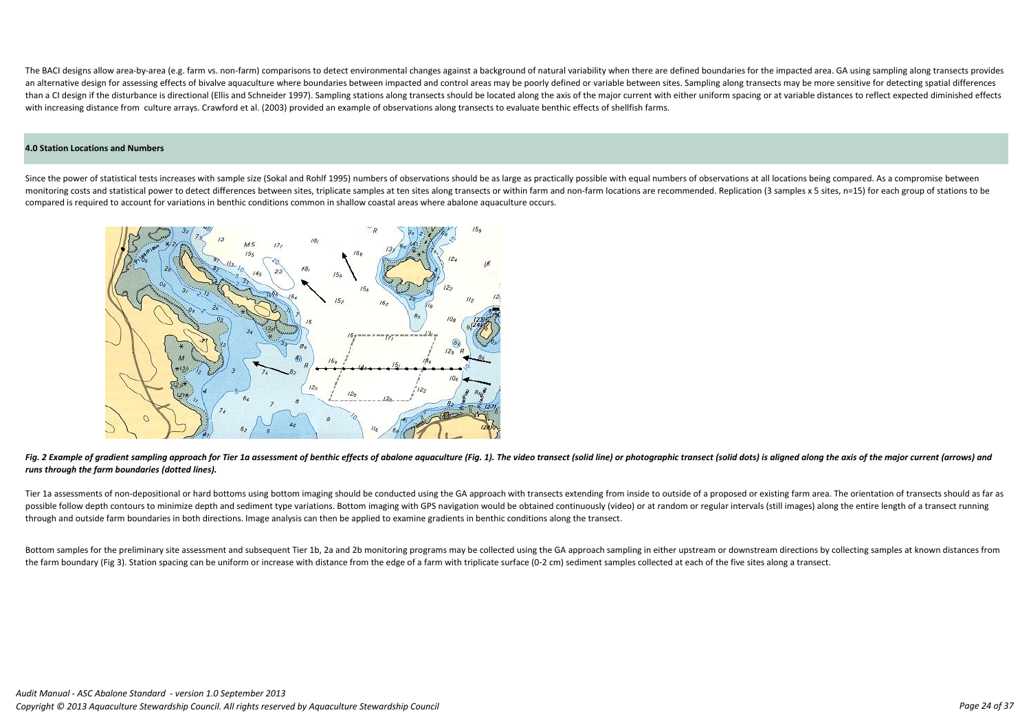The BACI designs allow area-by-area (e.g. farm vs. non-farm) comparisons to detect environmental changes against a background of natural variability when there are defined boundaries for the impacted area. GA using sampling along transects provides an alternative design for assessing effects of bivalve aquaculture where boundaries between impacted and control areas may be poorly defined or variable between sites. Sampling along transects may be more sensitive for detecting spatial differences than a CI design if the disturbance is directional (Ellis and Schneider 1997). Sampling stations along transects should be located along the axis of the major current with either uniform spacing or at variable distances to reflect expected diminished effects with increasing distance from culture arrays. Crawford et al. (2003) provided an example of observations along transects to evaluate benthic effects of shellfish farms.

## 4.0 Station Locations and Numbers

Since the power of statistical tests increases with sample size (Sokal and Rohlf 1995) numbers of observations should be as large as practically possible with equal numbers of observations at all locations being compared. As a compromise between monitoring costs and statistical power to detect differences between sites, triplicate samples at ten sites along transects or within farm and non-farm locations are recommended. Replication (3 samples x 5 sites, n=15) for each group of stations to be compared is required to account for variations in benthic conditions common in shallow coastal areas where abalone aquaculture occurs.

*Fig. 2 Example of gradient sampling approach for Tier 1a assessment of benthic effects of abalone aquaculture (Fig. 1). The video transect (solid line) or photographic transect (solid dots) is aligned along the axis of the major current (arrows) and runs through the farm boundaries (dotted lines).*

Tier 1a assessments of non-depositional or hard bottoms using bottom imaging should be conducted using the GA approach with transects extending from inside to outside of a proposed or existing farm area. The orientation of transects should as far as possible follow depth contours to minimize depth and sediment type variations. Bottom imaging with GPS navigation would be obtained continuously (video) or at random or regular intervals (still images) along the entire length of a transect running through and outside farm boundaries in both directions. Image analysis can then be applied to examine gradients in benthic conditions along the transect.

Bottom samples for the preliminary site assessment and subsequent Tier 1b, 2a and 2b monitoring programs may be collected using the GA approach sampling in either upstream or downstream directions by collecting samples at known distances from the farm boundary (Fig 3). Station spacing can be uniform or increase with distance from the edge of a farm with triplicate surface (0-2 cm) sediment samples collected at each of the five sites along a transect.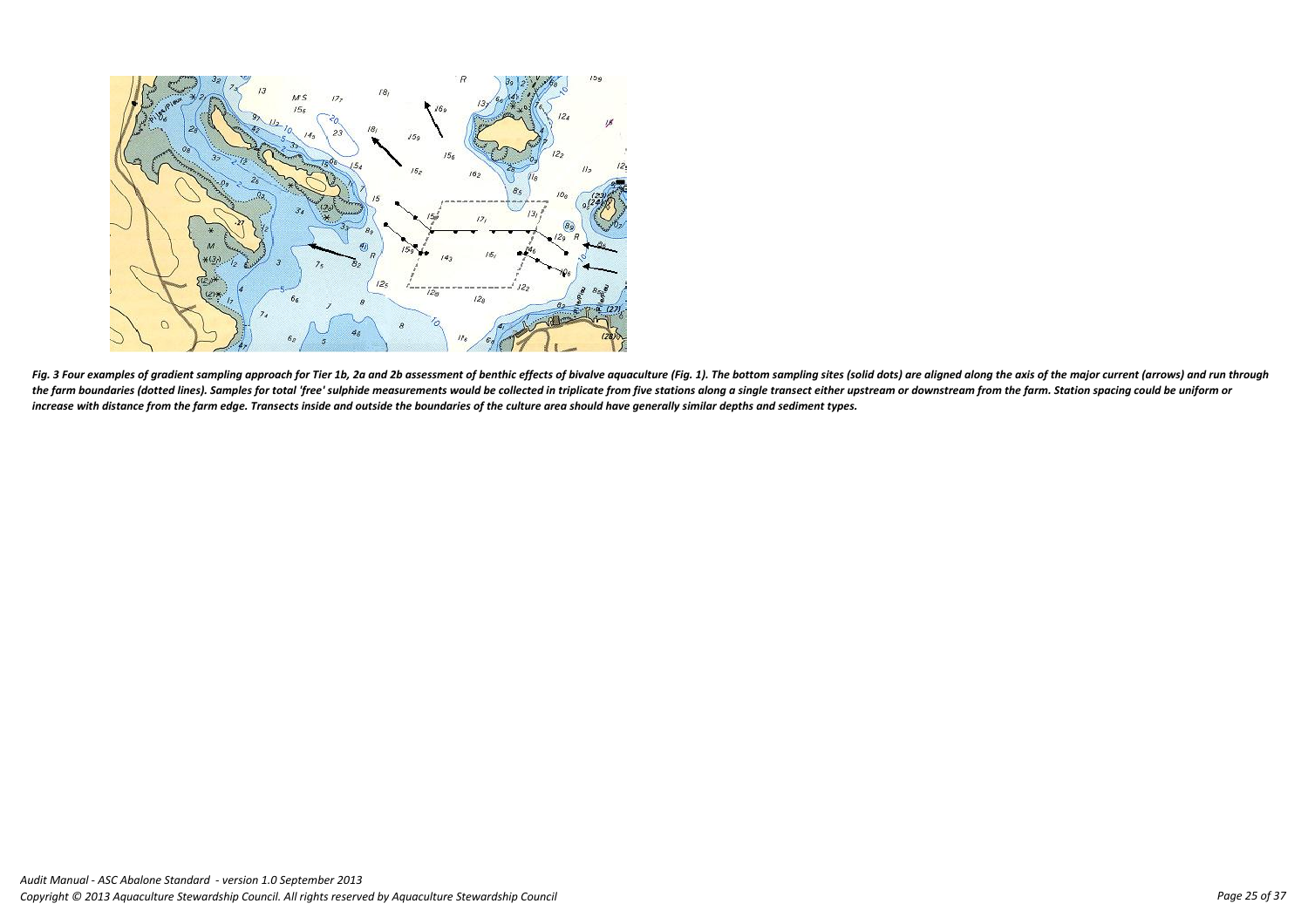*Fig. 3 Four examples of gradient sampling approach for Tier 1b, 2a and 2b assessment of benthic effects of bivalve aquaculture (Fig. 1). The bottom sampling sites (solid dots) are aligned along the axis of the major current (arrows) and run through the farm boundaries (dotted lines). Samples for total 'free' sulphide measurements would be collected in triplicate from five stations along a single transect either upstream or downstream from the farm. Station spacing could be uniform or increase with distance from the farm edge. Transects inside and outside the boundaries of the culture area should have generally similar depths and sediment types.*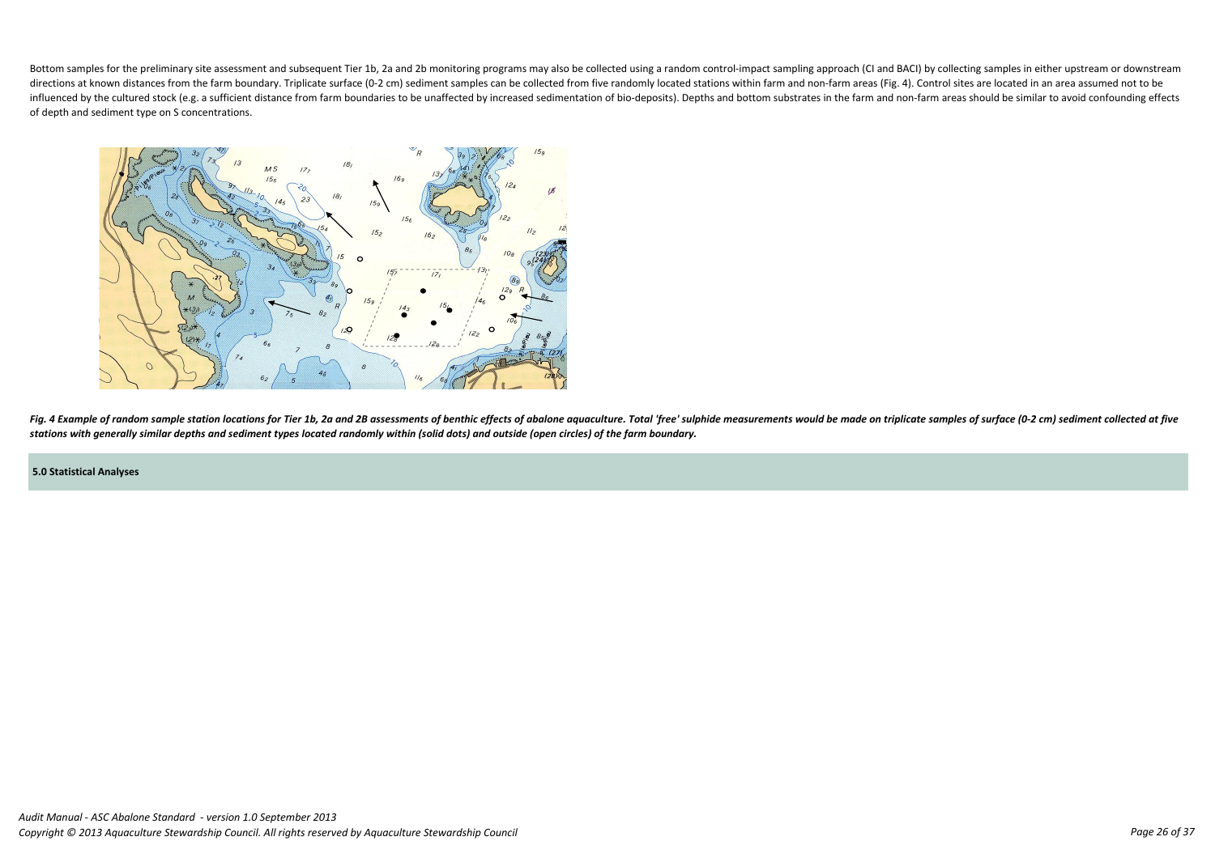Bottom samples for the preliminary site assessment and subsequent Tier 1b, 2a and 2b monitoring programs may also be collected using a random control-impact sampling approach (CI and BACI) by collecting samples in either upstream or downstream directions at known distances from the farm boundary. Triplicate surface (0-2 cm) sediment samples can be collected from five randomly located stations within farm and non-farm areas (Fig. 4). Control sites are located in an area assumed not to be influenced by the cultured stock (e.g. a sufficient distance from farm boundaries to be unaffected by increased sedimentation of bio-deposits). Depths and bottom substrates in the farm and non-farm areas should be similar to avoid confounding effects of depth and sediment type on S concentrations.

*Fig. 4 Example of random sample station locations for Tier 1b, 2a and 2B assessments of benthic effects of abalone aquaculture. Total 'free' sulphide measurements would be made on triplicate samples of surface (0-2 cm) sediment collected at five stations with generally similar depths and sediment types located randomly within (solid dots) and outside (open circles) of the farm boundary.*

## 5.0 Statistical Analyses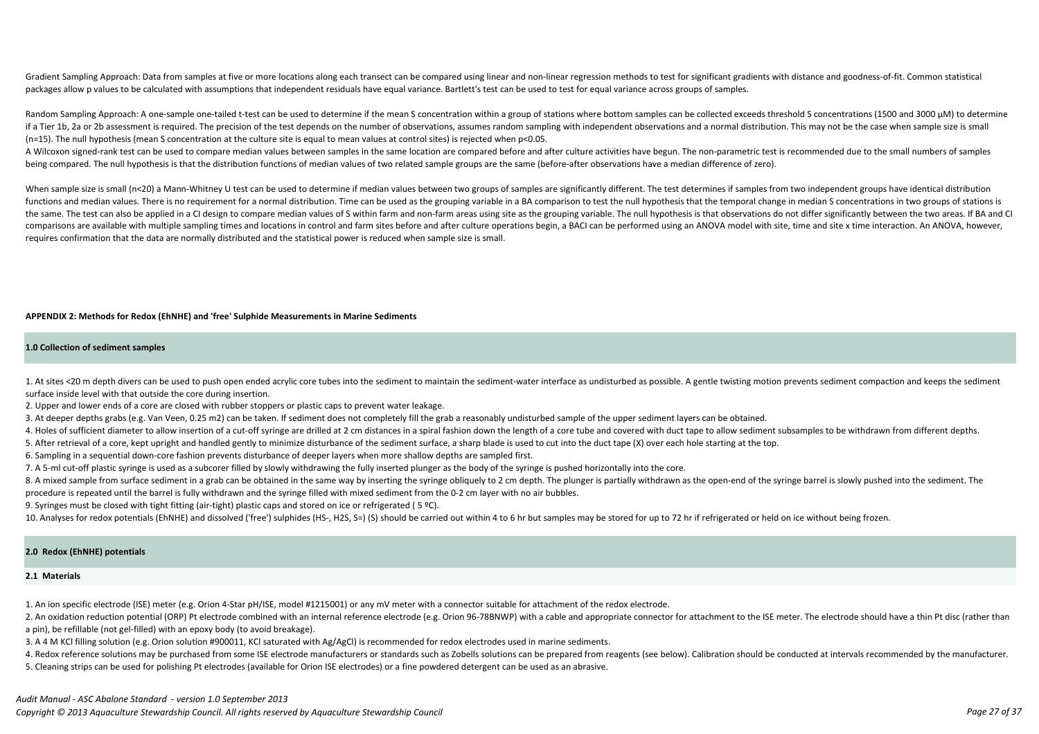Gradient Sampling Approach: Data from samples at five or more locations along each transect can be compared using linear and non-linear regression methods to test for significant gradients with distance and goodness-of-fit. Common statistical packages allow p values to be calculated with assumptions that independent residuals have equal variance. Bartlett's test can be used to test for equal variance across groups of samples.

Random Sampling Approach: A one-sample one-tailed t-test can be used to determine if the mean S concentration within a group of stations where bottom samples can be collected exceeds threshold S concentrations (1500 and 3000 µM) to determine if a Tier 1b, 2a or 2b assessment is required. The precision of the test depends on the number of observations, assumes random sampling with independent observations and a normal distribution. This may not be the case when sample size is small ($n=15$). The null hypothesis (mean S concentration at the culture site is equal to mean values at control sites) is rejected when $p<0.05$.

A Wilcoxon signed-rank test can be used to compare median values between samples in the same location are compared before and after culture activities have begun. The non-parametric test is recommended due to the small numbers of samples being compared. The null hypothesis is that the distribution functions of median values of two related sample groups are the same (before-after observations have a median difference of zero).

When sample size is small ($n<20$) a Mann-Whitney U test can be used to determine if median values between two groups of samples are significantly different. The test determines if samples from two independent groups have identical distribution functions and median values. There is no requirement for a normal distribution. Time can be used as the grouping variable in a BA comparison to test the null hypothesis that the temporal change in median S concentrations in two groups of stations is the same. The test can also be applied in a CI design to compare median values of S within farm and non-farm areas using site as the grouping variable. The null hypothesis is that observations do not differ significantly between the two areas. If BA and CI comparisons are available with multiple sampling times and locations in control and farm sites before and after culture operations begin, a BACI can be performed using an ANOVA model with site, time and site x time interaction. An ANOVA, however, requires confirmation that the data are normally distributed and the statistical power is reduced when sample size is small.

**APPENDIX 2: Methods for Redox ($Eh_{NHE}$) and 'free' Sulphide Measurements in Marine Sediments**

**1.0 Collection of sediment samples**

1. At sites <20 m depth divers can be used to push open ended acrylic core tubes into the sediment to maintain the sediment-water interface as undisturbed as possible. A gentle twisting motion prevents sediment compaction and keeps the sediment surface inside level with that outside the core during insertion.
2. Upper and lower ends of a core are closed with rubber stoppers or plastic caps to prevent water leakage.
3. At deeper depths grabs (e.g. Van Veen, 0.25 $m^2$) can be taken. If sediment does not completely fill the grab a reasonably undisturbed sample of the upper sediment layers can be obtained.
4. Holes of sufficient diameter to allow insertion of a cut-off syringe are drilled at 2 cm distances in a spiral fashion down the length of a core tube and covered with duct tape to allow sediment subsamples to be withdrawn from different depths.
5. After retrieval of a core, kept upright and handled gently to minimize disturbance of the sediment surface, a sharp blade is used to cut into the duct tape (X) over each hole starting at the top.
6. Sampling in a sequential down-core fashion prevents disturbance of deeper layers when more shallow depths are sampled first.
7. A 5-ml cut-off plastic syringe is used as a subcorer filled by slowly withdrawing the fully inserted plunger as the body of the syringe is pushed horizontally into the core.
8. A mixed sample from surface sediment in a grab can be obtained in the same way by inserting the syringe obliquely to 2 cm depth. The plunger is partially withdrawn as the open-end of the syringe barrel is slowly pushed into the sediment. The procedure is repeated until the barrel is fully withdrawn and the syringe filled with mixed sediment from the 0-2 cm layer with no air bubbles.
9. Syringes must be closed with tight fitting (air-tight) plastic caps and stored on ice or refrigerated ( 5 ºC).
10. Analyses for redox potentials ($Eh_{NHE}$) and dissolved ('free') sulphides ($HS^-$, $H_2S$, $S^=$) (S) should be carried out within 4 to 6 hr but samples may be stored for up to 72 hr if refrigerated or held on ice without being frozen.

**2.0 Redox ($Eh_{NHE}$) potentials**

**2.1 Materials**

1. An ion specific electrode (ISE) meter (e.g. Orion 4-Star pH/ISE, model #1215001) or any mV meter with a connector suitable for attachment of the redox electrode.
2. An oxidation reduction potential (ORP) Pt electrode combined with an internal reference electrode (e.g. Orion 96-78BNWP) with a cable and appropriate connector for attachment to the ISE meter. The electrode should have a thin Pt disc (rather than a pin), be refillable (not gel-filled) with an epoxy body (to avoid breakage).
3. A 4 M KCl filling solution (e.g. Orion solution #900011, KCl saturated with Ag/AgCl) is recommended for redox electrodes used in marine sediments.
4. Redox reference solutions may be purchased from some ISE electrode manufacturers or standards such as Zobells solutions can be prepared from reagents (see below). Calibration should be conducted at intervals recommended by the manufacturer.
5. Cleaning strips can be used for polishing Pt electrodes (available for Orion ISE electrodes) or a fine powdered detergent can be used as an abrasive.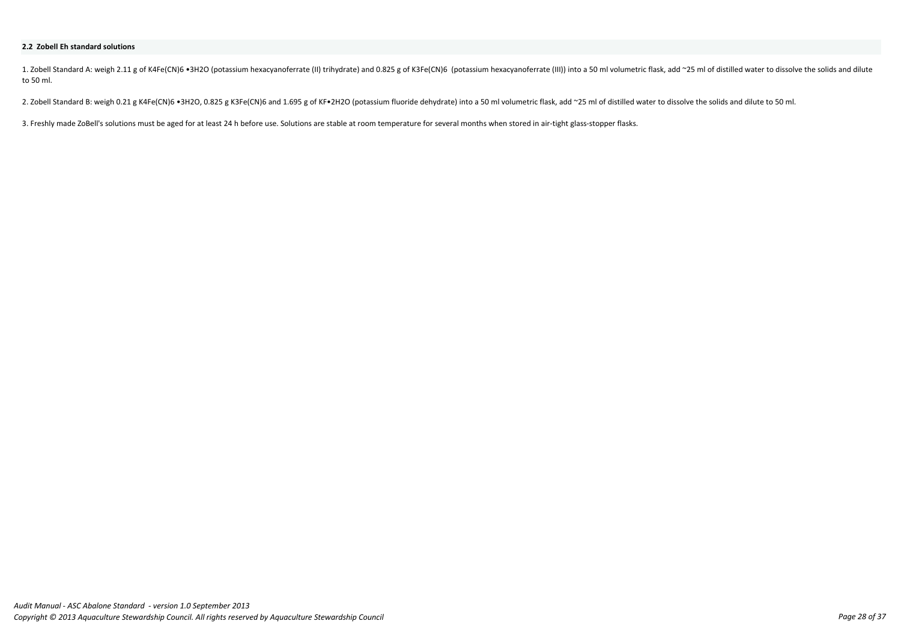### 2.2 Zobell Eh standard solutions

1. Zobell Standard A: weigh 2.11 g of $K_4Fe(CN)_6 \cdot 3H_2O$ (potassium hexacyanoferrate (II) trihydrate) and 0.825 g of $K_3Fe(CN)_6$ (potassium hexacyanoferrate (III)) into a 50 ml volumetric flask, add ~25 ml of distilled water to dissolve the solids and dilute to 50 ml.

2. Zobell Standard B: weigh 0.21 g $K_4Fe(CN)_6 \cdot 3H_2O$, 0.825 g $K_3Fe(CN)_6$ and 1.695 g of $KF \cdot 2H_2O$ (potassium fluoride dehydrate) into a 50 ml volumetric flask, add ~25 ml of distilled water to dissolve the solids and dilute to 50 ml.

3. Freshly made ZoBell's solutions must be aged for at least 24 h before use. Solutions are stable at room temperature for several months when stored in air-tight glass-stopper flasks.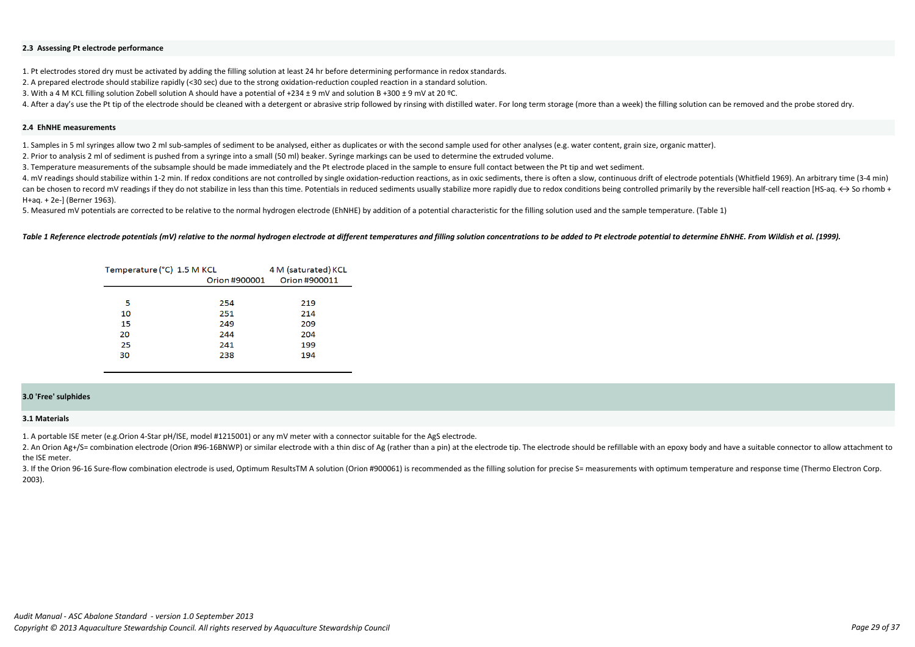### 2.3 Assessing Pt electrode performance

1. Pt electrodes stored dry must be activated by adding the filling solution at least 24 hr before determining performance in redox standards.
2. A prepared electrode should stabilize rapidly (<30 sec) due to the strong oxidation-reduction coupled reaction in a standard solution.
3. With a 4 M KCL filling solution Zobell solution A should have a potential of +234 ± 9 mV and solution B +300 ± 9 mV at 20 ºC.
4. After a day's use the Pt tip of the electrode should be cleaned with a detergent or abrasive strip followed by rinsing with distilled water. For long term storage (more than a week) the filling solution can be removed and the probe stored dry.

### 2.4 EhNHE measurements

1. Samples in 5 ml syringes allow two 2 ml sub-samples of sediment to be analysed, either as duplicates or with the second sample used for other analyses (e.g. water content, grain size, organic matter).
2. Prior to analysis 2 ml of sediment is pushed from a syringe into a small (50 ml) beaker. Syringe markings can be used to determine the extruded volume.
3. Temperature measurements of the subsample should be made immediately and the Pt electrode placed in the sample to ensure full contact between the Pt tip and wet sediment.
4. mV readings should stabilize within 1-2 min. If redox conditions are not controlled by single oxidation-reduction reactions, as in oxic sediments, there is often a slow, continuous drift of electrode potentials (Whitfield 1969). An arbitrary time (3-4 min) can be chosen to record mV readings if they do not stabilize in less than this time. Potentials in reduced sediments usually stabilize more rapidly due to redox conditions being controlled primarily by the reversible half-cell reaction [$HS^-$aq. ↔ So rhomb + $H^+$aq. + $2e^-$] (Berner 1963).
5. Measured mV potentials are corrected to be relative to the normal hydrogen electrode (EhNHE) by addition of a potential characteristic for the filling solution used and the sample temperature. (Table 1)

***Table 1 Reference electrode potentials (mV) relative to the normal hydrogen electrode at different temperatures and filling solution concentrations to be added to Pt electrode potential to determine EhNHE. From Wildish et al. (1999).***

| Temperature (°C) | 1.5 M KCL Orion #900001 | 4 M (saturated) KCL Orion #900011 |
|---|---|---|
| 5 | 254 | 219 |
| 10 | 251 | 214 |
| 15 | 249 | 209 |
| 20 | 244 | 204 |
| 25 | 241 | 199 |
| 30 | 238 | 194 |

## 3.0 'Free' sulphides

### 3.1 Materials

1. A portable ISE meter (e.g.Orion 4-Star pH/ISE, model #1215001) or any mV meter with a connector suitable for the AgS electrode.
2. An Orion $Ag^+/S^=$ combination electrode (Orion #96-16BNWP) or similar electrode with a thin disc of Ag (rather than a pin) at the electrode tip. The electrode should be refillable with an epoxy body and have a suitable connector to allow attachment to the ISE meter.
3. If the Orion 96-16 Sure-flow combination electrode is used, Optimum ResultsTM A solution (Orion #900061) is recommended as the filling solution for precise $S^=$ measurements with optimum temperature and response time (Thermo Electron Corp. 2003).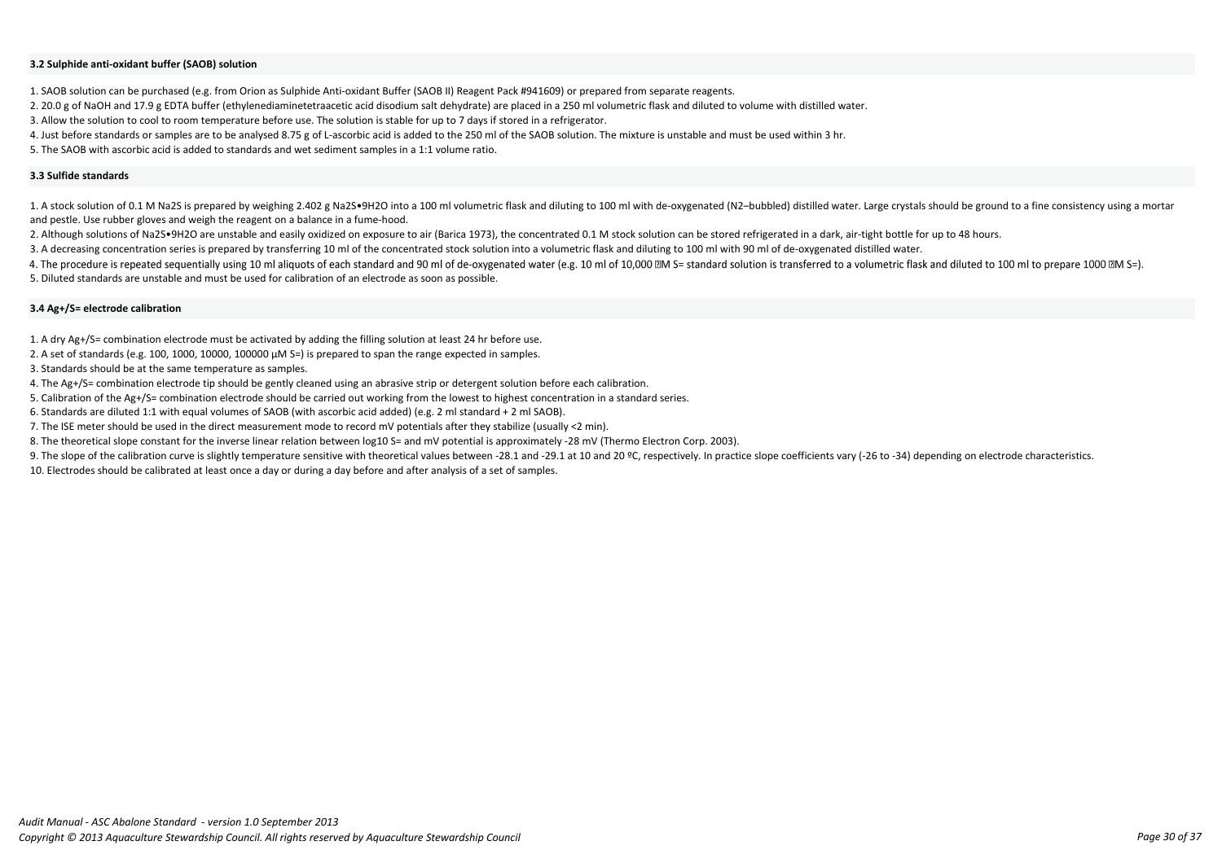### 3.2 Sulphide anti-oxidant buffer (SAOB) solution

1. SAOB solution can be purchased (e.g. from Orion as Sulphide Anti-oxidant Buffer (SAOB II) Reagent Pack #941609) or prepared from separate reagents.
2. 20.0 g of NaOH and 17.9 g EDTA buffer (ethylenediaminetetraacetic acid disodium salt dehydrate) are placed in a 250 ml volumetric flask and diluted to volume with distilled water.
3. Allow the solution to cool to room temperature before use. The solution is stable for up to 7 days if stored in a refrigerator.
4. Just before standards or samples are to be analysed 8.75 g of L-ascorbic acid is added to the 250 ml of the SAOB solution. The mixture is unstable and must be used within 3 hr.
5. The SAOB with ascorbic acid is added to standards and wet sediment samples in a 1:1 volume ratio.

### 3.3 Sulfide standards

1. A stock solution of 0.1 M $Na_2S$ is prepared by weighing 2.402 g $Na_2S \cdot 9H_2O$ into a 100 ml volumetric flask and diluting to 100 ml with de-oxygenated ($N_2$–bubbled) distilled water. Large crystals should be ground to a fine consistency using a mortar and pestle. Use rubber gloves and weigh the reagent on a balance in a fume-hood.
2. Although solutions of $Na_2S \cdot 9H_2O$ are unstable and easily oxidized on exposure to air (Barica 1973), the concentrated 0.1 M stock solution can be stored refrigerated in a dark, air-tight bottle for up to 48 hours.
3. A decreasing concentration series is prepared by transferring 10 ml of the concentrated stock solution into a volumetric flask and diluting to 100 ml with 90 ml of de-oxygenated distilled water.
4. The procedure is repeated sequentially using 10 ml aliquots of each standard and 90 ml of de-oxygenated water (e.g. 10 ml of 10,000 µM $S^=$ standard solution is transferred to a volumetric flask and diluted to 100 ml to prepare 1000 µM $S^=$).
5. Diluted standards are unstable and must be used for calibration of an electrode as soon as possible.

### 3.4 $Ag^+/S^=$ electrode calibration

1. A dry $Ag^+/S^=$ combination electrode must be activated by adding the filling solution at least 24 hr before use.
2. A set of standards (e.g. 100, 1000, 10000, 100000 µM $S^=$) is prepared to span the range expected in samples.
3. Standards should be at the same temperature as samples.
4. The $Ag^+/S^=$ combination electrode tip should be gently cleaned using an abrasive strip or detergent solution before each calibration.
5. Calibration of the $Ag^+/S^=$ combination electrode should be carried out working from the lowest to highest concentration in a standard series.
6. Standards are diluted 1:1 with equal volumes of SAOB (with ascorbic acid added) (e.g. 2 ml standard + 2 ml SAOB).
7. The ISE meter should be used in the direct measurement mode to record mV potentials after they stabilize (usually <2 min).
8. The theoretical slope constant for the inverse linear relation between $\log_{10} S^=$ and mV potential is approximately -28 mV (Thermo Electron Corp. 2003).
9. The slope of the calibration curve is slightly temperature sensitive with theoretical values between -28.1 and -29.1 at 10 and 20 ºC, respectively. In practice slope coefficients vary (-26 to -34) depending on electrode characteristics.
10. Electrodes should be calibrated at least once a day or during a day before and after analysis of a set of samples.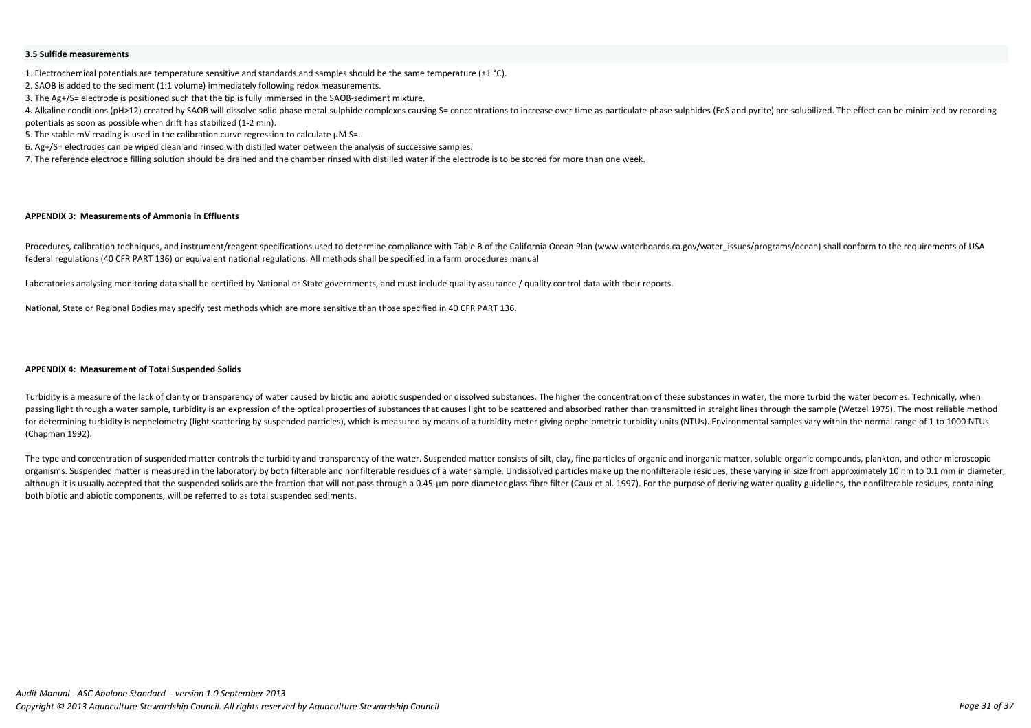### 3.5 Sulfide measurements

1. Electrochemical potentials are temperature sensitive and standards and samples should be the same temperature (±1 °C).
2. SAOB is added to the sediment (1:1 volume) immediately following redox measurements.
3. The $Ag^+/S^=$ electrode is positioned such that the tip is fully immersed in the SAOB-sediment mixture.
4. Alkaline conditions (pH>12) created by SAOB will dissolve solid phase metal-sulphide complexes causing $S^=$ concentrations to increase over time as particulate phase sulphides (FeS and pyrite) are solubilized. The effect can be minimized by recording potentials as soon as possible when drift has stabilized (1-2 min).
5. The stable mV reading is used in the calibration curve regression to calculate μM $S^=$.
6. $Ag^+/S^=$ electrodes can be wiped clean and rinsed with distilled water between the analysis of successive samples.
7. The reference electrode filling solution should be drained and the chamber rinsed with distilled water if the electrode is to be stored for more than one week.

## APPENDIX 3: Measurements of Ammonia in Effluents

Procedures, calibration techniques, and instrument/reagent specifications used to determine compliance with Table B of the California Ocean Plan (www.waterboards.ca.gov/water_issues/programs/ocean) shall conform to the requirements of USA federal regulations (40 CFR PART 136) or equivalent national regulations. All methods shall be specified in a farm procedures manual

Laboratories analysing monitoring data shall be certified by National or State governments, and must include quality assurance / quality control data with their reports.

National, State or Regional Bodies may specify test methods which are more sensitive than those specified in 40 CFR PART 136.

## APPENDIX 4: Measurement of Total Suspended Solids

Turbidity is a measure of the lack of clarity or transparency of water caused by biotic and abiotic suspended or dissolved substances. The higher the concentration of these substances in water, the more turbid the water becomes. Technically, when passing light through a water sample, turbidity is an expression of the optical properties of substances that causes light to be scattered and absorbed rather than transmitted in straight lines through the sample (Wetzel 1975). The most reliable method for determining turbidity is nephelometry (light scattering by suspended particles), which is measured by means of a turbidity meter giving nephelometric turbidity units (NTUs). Environmental samples vary within the normal range of 1 to 1000 NTUs (Chapman 1992).

The type and concentration of suspended matter controls the turbidity and transparency of the water. Suspended matter consists of silt, clay, fine particles of organic and inorganic matter, soluble organic compounds, plankton, and other microscopic organisms. Suspended matter is measured in the laboratory by both filterable and nonfilterable residues of a water sample. Undissolved particles make up the nonfilterable residues, these varying in size from approximately 10 nm to 0.1 mm in diameter, although it is usually accepted that the suspended solids are the fraction that will not pass through a 0.45-μm pore diameter glass fibre filter (Caux et al. 1997). For the purpose of deriving water quality guidelines, the nonfilterable residues, containing both biotic and abiotic components, will be referred to as total suspended sediments.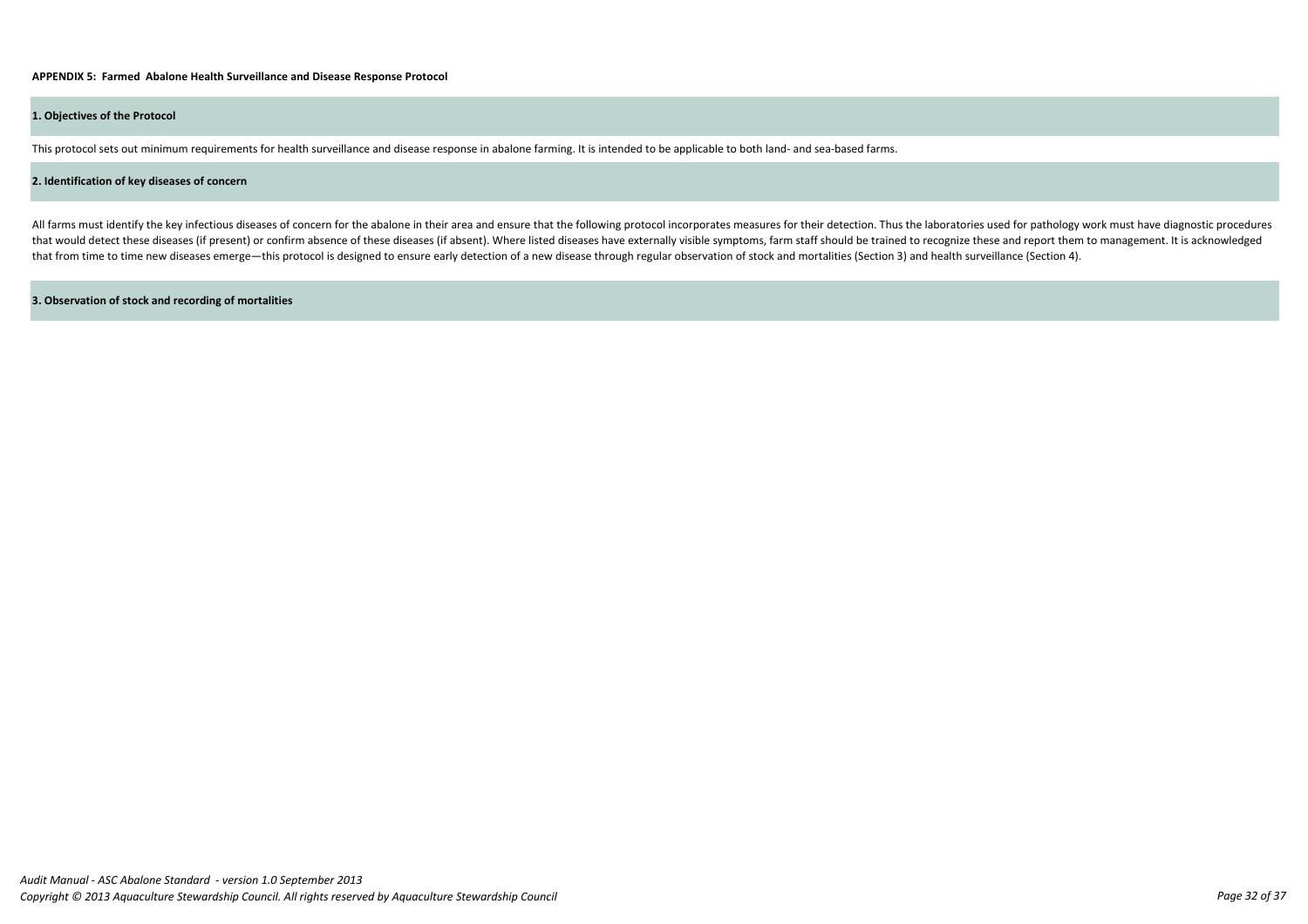## APPENDIX 5: Farmed Abalone Health Surveillance and Disease Response Protocol

### 1. Objectives of the Protocol

This protocol sets out minimum requirements for health surveillance and disease response in abalone farming. It is intended to be applicable to both land- and sea-based farms.

### 2. Identification of key diseases of concern

All farms must identify the key infectious diseases of concern for the abalone in their area and ensure that the following protocol incorporates measures for their detection. Thus the laboratories used for pathology work must have diagnostic procedures that would detect these diseases (if present) or confirm absence of these diseases (if absent). Where listed diseases have externally visible symptoms, farm staff should be trained to recognize these and report them to management. It is acknowledged that from time to time new diseases emerge—this protocol is designed to ensure early detection of a new disease through regular observation of stock and mortalities (Section 3) and health surveillance (Section 4).

### 3. Observation of stock and recording of mortalities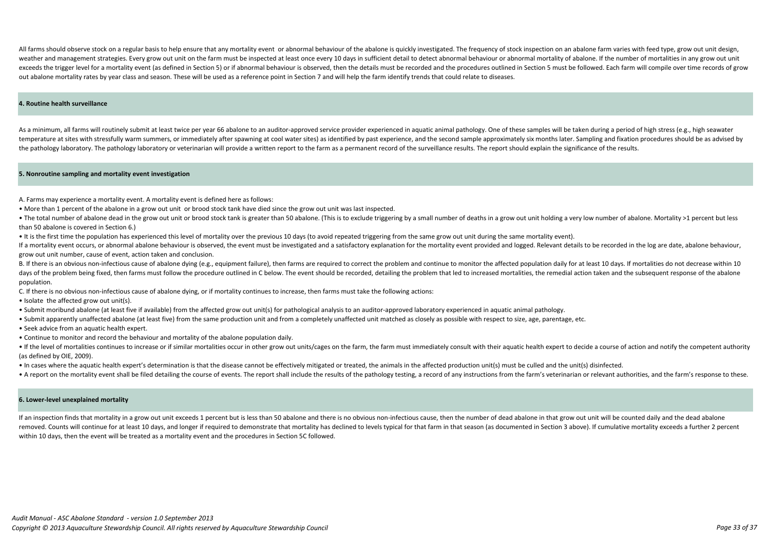All farms should observe stock on a regular basis to help ensure that any mortality event or abnormal behaviour of the abalone is quickly investigated. The frequency of stock inspection on an abalone farm varies with feed type, grow out unit design, weather and management strategies. Every grow out unit on the farm must be inspected at least once every 10 days in sufficient detail to detect abnormal behaviour or abnormal mortality of abalone. If the number of mortalities in any grow out unit exceeds the trigger level for a mortality event (as defined in Section 5) or if abnormal behaviour is observed, then the details must be recorded and the procedures outlined in Section 5 must be followed. Each farm will compile over time records of grow out abalone mortality rates by year class and season. These will be used as a reference point in Section 7 and will help the farm identify trends that could relate to diseases.

## 4. Routine health surveillance

As a minimum, all farms will routinely submit at least twice per year 66 abalone to an auditor-approved service provider experienced in aquatic animal pathology. One of these samples will be taken during a period of high stress (e.g., high seawater temperature at sites with stressfully warm summers, or immediately after spawning at cool water sites) as identified by past experience, and the second sample approximately six months later. Sampling and fixation procedures should be as advised by the pathology laboratory. The pathology laboratory or veterinarian will provide a written report to the farm as a permanent record of the surveillance results. The report should explain the significance of the results.

## 5. Nonroutine sampling and mortality event investigation

A. Farms may experience a mortality event. A mortality event is defined here as follows:

- More than 1 percent of the abalone in a grow out unit or brood stock tank have died since the grow out unit was last inspected.
- The total number of abalone dead in the grow out unit or brood stock tank is greater than 50 abalone. (This is to exclude triggering by a small number of deaths in a grow out unit holding a very low number of abalone. Mortality >1 percent but less than 50 abalone is covered in Section 6.)
- It is the first time the population has experienced this level of mortality over the previous 10 days (to avoid repeated triggering from the same grow out unit during the same mortality event).

If a mortality event occurs, or abnormal abalone behaviour is observed, the event must be investigated and a satisfactory explanation for the mortality event provided and logged. Relevant details to be recorded in the log are date, abalone behaviour, grow out unit number, cause of event, action taken and conclusion.

B. If there is an obvious non-infectious cause of abalone dying (e.g., equipment failure), then farms are required to correct the problem and continue to monitor the affected population daily for at least 10 days. If mortalities do not decrease within 10 days of the problem being fixed, then farms must follow the procedure outlined in C below. The event should be recorded, detailing the problem that led to increased mortalities, the remedial action taken and the subsequent response of the abalone population.

C. If there is no obvious non-infectious cause of abalone dying, or if mortality continues to increase, then farms must take the following actions:

- Isolate the affected grow out unit(s).
- Submit moribund abalone (at least five if available) from the affected grow out unit(s) for pathological analysis to an auditor-approved laboratory experienced in aquatic animal pathology.
- Submit apparently unaffected abalone (at least five) from the same production unit and from a completely unaffected unit matched as closely as possible with respect to size, age, parentage, etc.
- Seek advice from an aquatic health expert.
- Continue to monitor and record the behaviour and mortality of the abalone population daily.
- If the level of mortalities continues to increase or if similar mortalities occur in other grow out units/cages on the farm, the farm must immediately consult with their aquatic health expert to decide a course of action and notify the competent authority (as defined by OIE, 2009).
- In cases where the aquatic health expert's determination is that the disease cannot be effectively mitigated or treated, the animals in the affected production unit(s) must be culled and the unit(s) disinfected.
- A report on the mortality event shall be filed detailing the course of events. The report shall include the results of the pathology testing, a record of any instructions from the farm's veterinarian or relevant authorities, and the farm's response to these.

## 6. Lower-level unexplained mortality

If an inspection finds that mortality in a grow out unit exceeds 1 percent but is less than 50 abalone and there is no obvious non-infectious cause, then the number of dead abalone in that grow out unit will be counted daily and the dead abalone removed. Counts will continue for at least 10 days, and longer if required to demonstrate that mortality has declined to levels typical for that farm in that season (as documented in Section 3 above). If cumulative mortality exceeds a further 2 percent within 10 days, then the event will be treated as a mortality event and the procedures in Section 5C followed.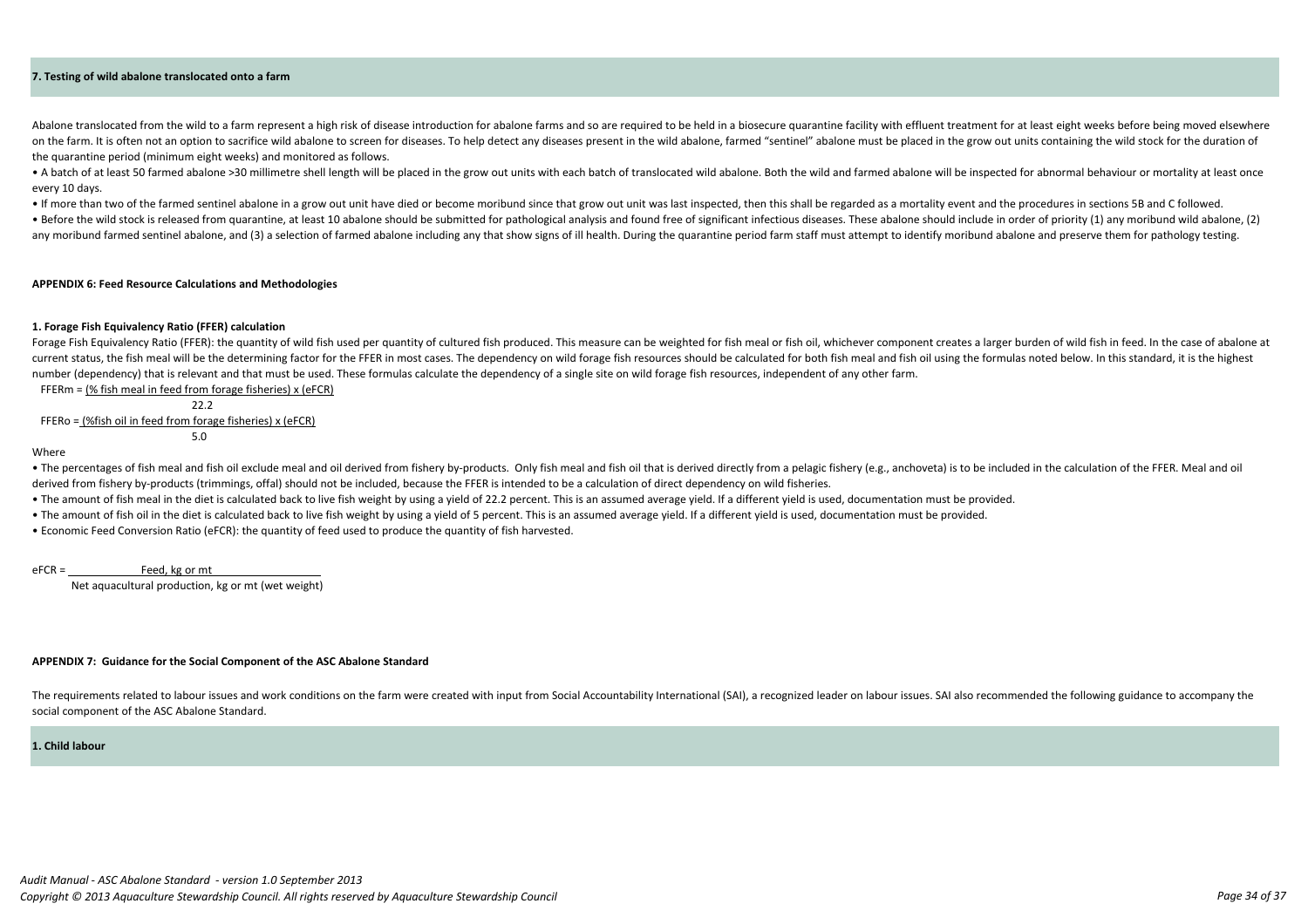**7. Testing of wild abalone translocated onto a farm**

Abalone translocated from the wild to a farm represent a high risk of disease introduction for abalone farms and so are required to be held in a biosecure quarantine facility with effluent treatment for at least eight weeks before being moved elsewhere on the farm. It is often not an option to sacrifice wild abalone to screen for diseases. To help detect any diseases present in the wild abalone, farmed "sentinel" abalone must be placed in the grow out units containing the wild stock for the duration of the quarantine period (minimum eight weeks) and monitored as follows.

- A batch of at least 50 farmed abalone >30 millimetre shell length will be placed in the grow out units with each batch of translocated wild abalone. Both the wild and farmed abalone will be inspected for abnormal behaviour or mortality at least once every 10 days.
- If more than two of the farmed sentinel abalone in a grow out unit have died or become moribund since that grow out unit was last inspected, then this shall be regarded as a mortality event and the procedures in sections 5B and C followed.
- Before the wild stock is released from quarantine, at least 10 abalone should be submitted for pathological analysis and found free of significant infectious diseases. These abalone should include in order of priority (1) any moribund wild abalone, (2) any moribund farmed sentinel abalone, and (3) a selection of farmed abalone including any that show signs of ill health. During the quarantine period farm staff must attempt to identify moribund abalone and preserve them for pathology testing.

**APPENDIX 6: Feed Resource Calculations and Methodologies**

**1. Forage Fish Equivalency Ratio (FFER) calculation**

Forage Fish Equivalency Ratio (FFER): the quantity of wild fish used per quantity of cultured fish produced. This measure can be weighted for fish meal or fish oil, whichever component creates a larger burden of wild fish in feed. In the case of abalone at current status, the fish meal will be the determining factor for the FFER in most cases. The dependency on wild forage fish resources should be calculated for both fish meal and fish oil using the formulas noted below. In this standard, it is the highest number (dependency) that is relevant and that must be used. These formulas calculate the dependency of a single site on wild forage fish resources, independent of any other farm.

$$FFERm = \frac{(\text{\% fish meal in feed from forage fisheries}) \times (eFCR)}{22.2}$$

$$FFERo = \frac{(\text{\%fish oil in feed from forage fisheries}) \times (eFCR)}{5.0}$$

Where

- The percentages of fish meal and fish oil exclude meal and oil derived from fishery by-products. Only fish meal and fish oil that is derived directly from a pelagic fishery (e.g., anchoveta) is to be included in the calculation of the FFER. Meal and oil derived from fishery by-products (trimmings, offal) should not be included, because the FFER is intended to be a calculation of direct dependency on wild fisheries.
- The amount of fish meal in the diet is calculated back to live fish weight by using a yield of 22.2 percent. This is an assumed average yield. If a different yield is used, documentation must be provided.
- The amount of fish oil in the diet is calculated back to live fish weight by using a yield of 5 percent. This is an assumed average yield. If a different yield is used, documentation must be provided.
- Economic Feed Conversion Ratio (eFCR): the quantity of feed used to produce the quantity of fish harvested.

$$eFCR = \frac{\text{Feed, kg or mt}}{\text{Net aquacultural production, kg or mt (wet weight)}}$$

**APPENDIX 7: Guidance for the Social Component of the ASC Abalone Standard**

The requirements related to labour issues and work conditions on the farm were created with input from Social Accountability International (SAI), a recognized leader on labour issues. SAI also recommended the following guidance to accompany the social component of the ASC Abalone Standard.

**1. Child labour**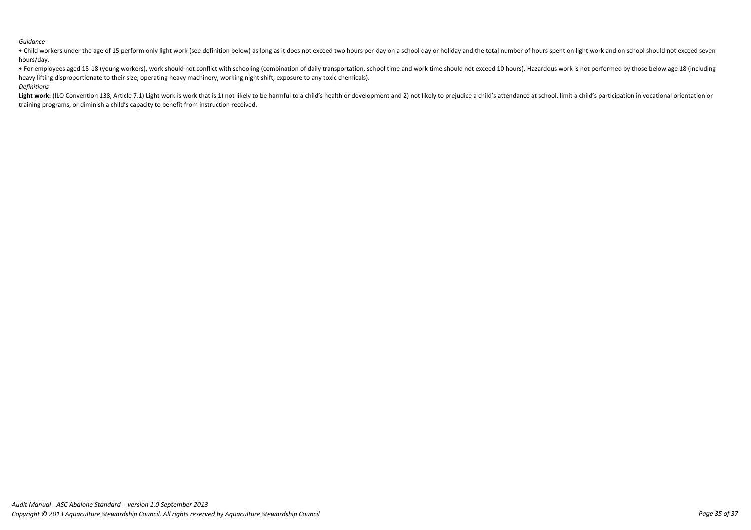*Guidance*

- Child workers under the age of 15 perform only light work (see definition below) as long as it does not exceed two hours per day on a school day or holiday and the total number of hours spent on light work and on school should not exceed seven hours/day.
- For employees aged 15-18 (young workers), work should not conflict with schooling (combination of daily transportation, school time and work time should not exceed 10 hours). Hazardous work is not performed by those below age 18 (including heavy lifting disproportionate to their size, operating heavy machinery, working night shift, exposure to any toxic chemicals).

*Definitions*

**Light work:** (ILO Convention 138, Article 7.1) Light work is work that is 1) not likely to be harmful to a child's health or development and 2) not likely to prejudice a child's attendance at school, limit a child's participation in vocational orientation or training programs, or diminish a child's capacity to benefit from instruction received.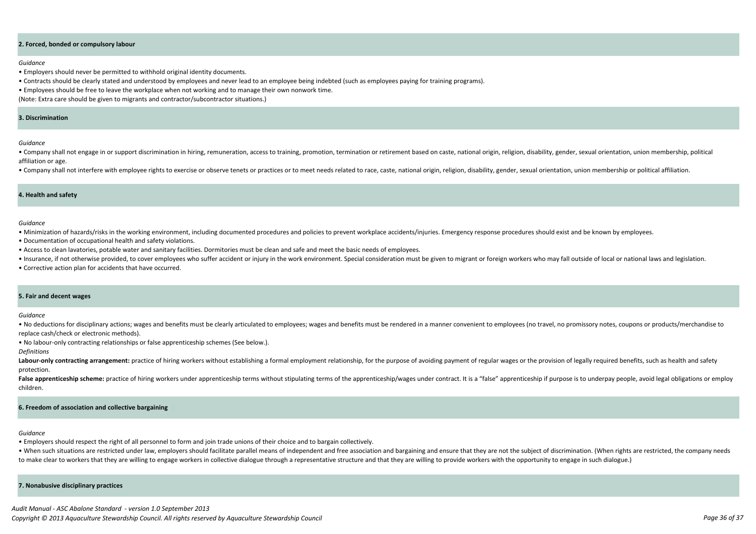**2. Forced, bonded or compulsory labour**

*Guidance*

- Employers should never be permitted to withhold original identity documents.
- Contracts should be clearly stated and understood by employees and never lead to an employee being indebted (such as employees paying for training programs).
- Employees should be free to leave the workplace when not working and to manage their own nonwork time.

(Note: Extra care should be given to migrants and contractor/subcontractor situations.)

**3. Discrimination**

*Guidance*

- Company shall not engage in or support discrimination in hiring, remuneration, access to training, promotion, termination or retirement based on caste, national origin, religion, disability, gender, sexual orientation, union membership, political affiliation or age.
- Company shall not interfere with employee rights to exercise or observe tenets or practices or to meet needs related to race, caste, national origin, religion, disability, gender, sexual orientation, union membership or political affiliation.

**4. Health and safety**

*Guidance*

- Minimization of hazards/risks in the working environment, including documented procedures and policies to prevent workplace accidents/injuries. Emergency response procedures should exist and be known by employees.
- Documentation of occupational health and safety violations.
- Access to clean lavatories, potable water and sanitary facilities. Dormitories must be clean and safe and meet the basic needs of employees.
- Insurance, if not otherwise provided, to cover employees who suffer accident or injury in the work environment. Special consideration must be given to migrant or foreign workers who may fall outside of local or national laws and legislation.
- Corrective action plan for accidents that have occurred.

**5. Fair and decent wages**

*Guidance*

- No deductions for disciplinary actions; wages and benefits must be clearly articulated to employees; wages and benefits must be rendered in a manner convenient to employees (no travel, no promissory notes, coupons or products/merchandise to replace cash/check or electronic methods).
- No labour-only contracting relationships or false apprenticeship schemes (See below.).

*Definitions*

**Labour-only contracting arrangement:** practice of hiring workers without establishing a formal employment relationship, for the purpose of avoiding payment of regular wages or the provision of legally required benefits, such as health and safety protection.

**False apprenticeship scheme:** practice of hiring workers under apprenticeship terms without stipulating terms of the apprenticeship/wages under contract. It is a "false" apprenticeship if purpose is to underpay people, avoid legal obligations or employ children.

**6. Freedom of association and collective bargaining**

*Guidance*

- Employers should respect the right of all personnel to form and join trade unions of their choice and to bargain collectively.
- When such situations are restricted under law, employers should facilitate parallel means of independent and free association and bargaining and ensure that they are not the subject of discrimination. (When rights are restricted, the company needs to make clear to workers that they are willing to engage workers in collective dialogue through a representative structure and that they are willing to provide workers with the opportunity to engage in such dialogue.)

**7. Nonabusive disciplinary practices**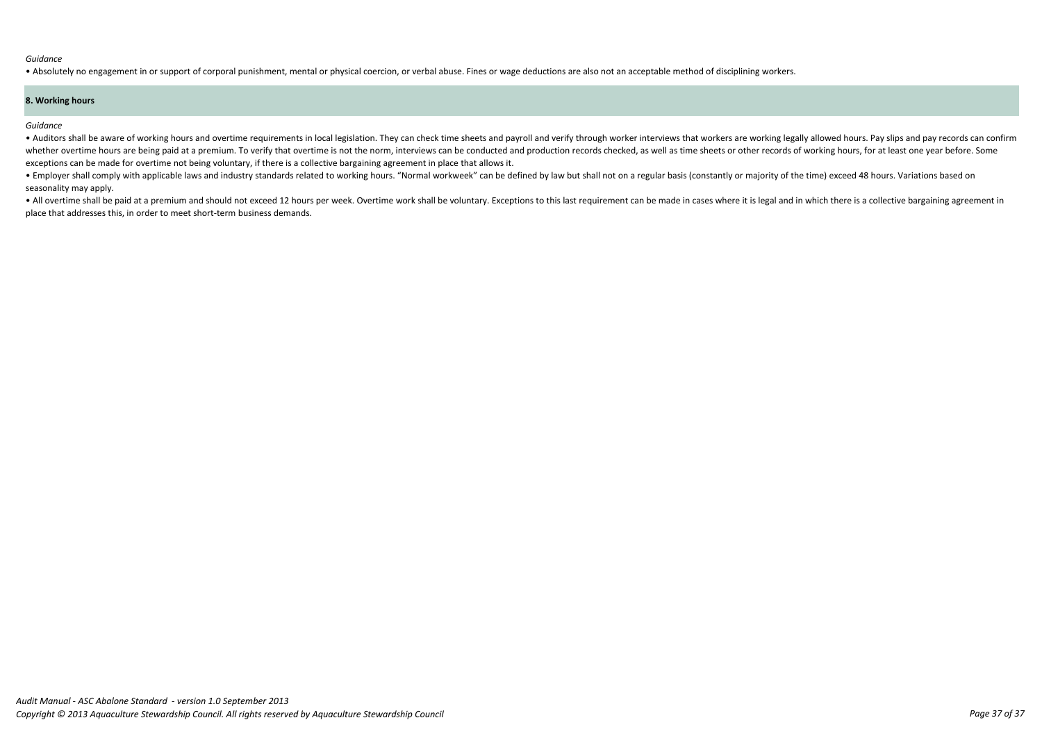*Guidance*

• Absolutely no engagement in or support of corporal punishment, mental or physical coercion, or verbal abuse. Fines or wage deductions are also not an acceptable method of disciplining workers.

**8. Working hours**

*Guidance*

• Auditors shall be aware of working hours and overtime requirements in local legislation. They can check time sheets and payroll and verify through worker interviews that workers are working legally allowed hours. Pay slips and pay records can confirm whether overtime hours are being paid at a premium. To verify that overtime is not the norm, interviews can be conducted and production records checked, as well as time sheets or other records of working hours, for at least one year before. Some exceptions can be made for overtime not being voluntary, if there is a collective bargaining agreement in place that allows it.

• Employer shall comply with applicable laws and industry standards related to working hours. "Normal workweek" can be defined by law but shall not on a regular basis (constantly or majority of the time) exceed 48 hours. Variations based on seasonality may apply.

• All overtime shall be paid at a premium and should not exceed 12 hours per week. Overtime work shall be voluntary. Exceptions to this last requirement can be made in cases where it is legal and in which there is a collective bargaining agreement in place that addresses this, in order to meet short-term business demands.